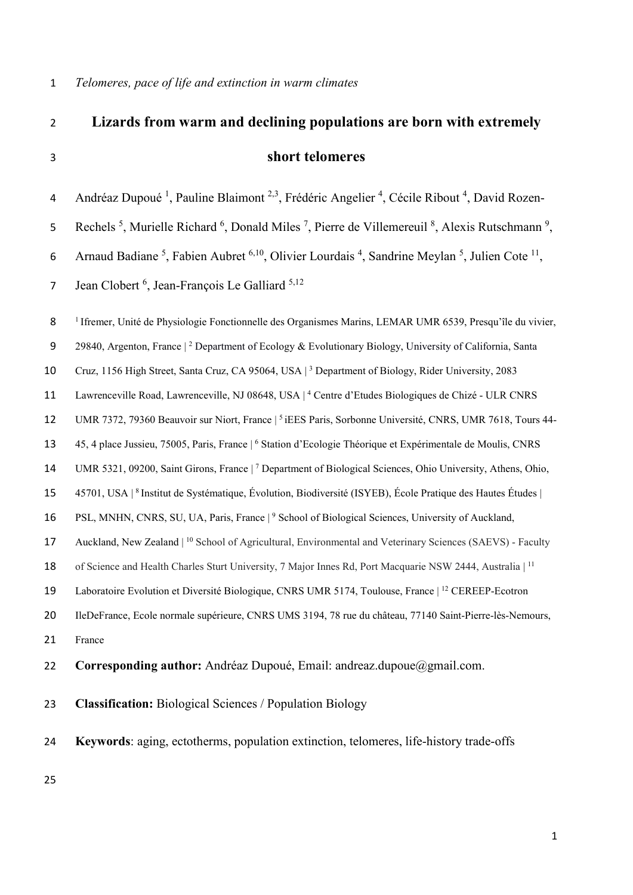*Telomeres, pace of life and extinction in warm climates*

# Lizards from warm and declining populations are born with extremely short telomeres

Andréaz Dupoué [1], Pauline Blaimont [2,3], Frédéric Angelier [4], Cécile Ribout [4], David Rozen-Rechels [5], Murielle Richard [6], Donald Miles [7], Pierre de Villemereuil [8], Alexis Rutschmann [9], Arnaud Badiane [5], Fabien Aubret [6,10], Olivier Lourdais [4], Sandrine Meylan [5], Julien Cote [11], Jean Clobert [6], Jean-François Le Galliard [5,12]

[1] Ifremer, Unité de Physiologie Fonctionnelle des Organismes Marins, LEMAR UMR 6539, Presqu'île du vivier, 29840, Argenton, France | [2] Department of Ecology & Evolutionary Biology, University of California, Santa Cruz, 1156 High Street, Santa Cruz, CA 95064, USA | [3] Department of Biology, Rider University, 2083 Lawrenceville Road, Lawrenceville, NJ 08648, USA | [4] Centre d'Etudes Biologiques de Chizé - ULR CNRS UMR 7372, 79360 Beauvoir sur Niort, France | [5] iEES Paris, Sorbonne Université, CNRS, UMR 7618, Tours 44-45, 4 place Jussieu, 75005, Paris, France | [6] Station d'Ecologie Théorique et Expérimentale de Moulis, CNRS UMR 5321, 09200, Saint Girons, France | [7] Department of Biological Sciences, Ohio University, Athens, Ohio, 45701, USA | [8] Institut de Systématique, Évolution, Biodiversité (ISYEB), École Pratique des Hautes Études | PSL, MNHN, CNRS, SU, UA, Paris, France | [9] School of Biological Sciences, University of Auckland, Auckland, New Zealand | [10] School of Agricultural, Environmental and Veterinary Sciences (SAEVS) - Faculty of Science and Health Charles Sturt University, 7 Major Innes Rd, Port Macquarie NSW 2444, Australia | [11] Laboratoire Evolution et Diversité Biologique, CNRS UMR 5174, Toulouse, France | [12] CEREEP-Ecotron IleDeFrance, Ecole normale supérieure, CNRS UMS 3194, 78 rue du château, 77140 Saint-Pierre-lès-Nemours, France

**Corresponding author:** Andréaz Dupoué, Email: andreaz.dupoue@gmail.com.

**Classification:** Biological Sciences / Population Biology

**Keywords**: aging, ectotherms, population extinction, telomeres, life-history trade-offs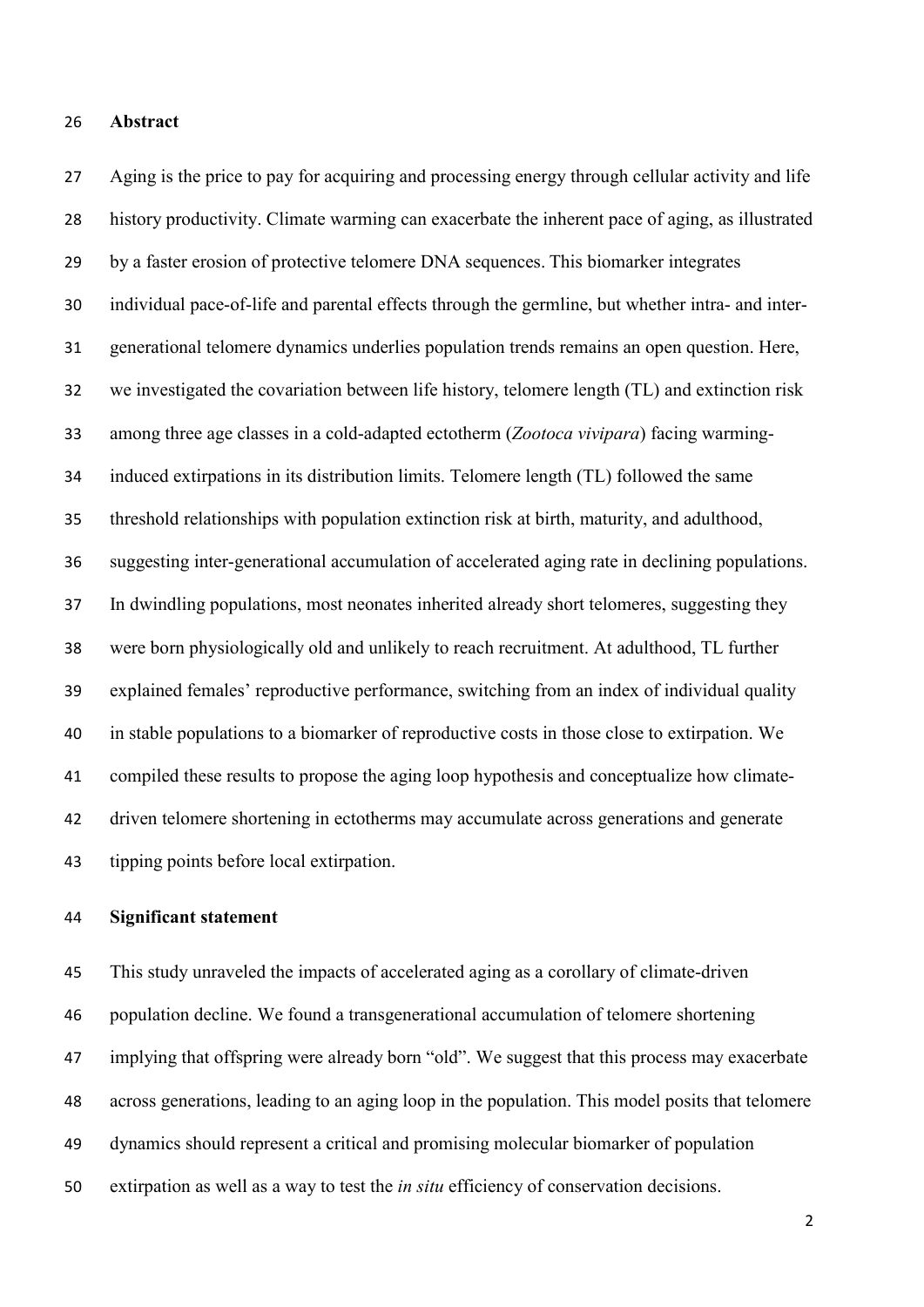## Abstract

Aging is the price to pay for acquiring and processing energy through cellular activity and life history productivity. Climate warming can exacerbate the inherent pace of aging, as illustrated by a faster erosion of protective telomere DNA sequences. This biomarker integrates individual pace-of-life and parental effects through the germline, but whether intra- and inter-generational telomere dynamics underlies population trends remains an open question. Here, we investigated the covariation between life history, telomere length (TL) and extinction risk among three age classes in a cold-adapted ectotherm (*Zootoca vivipara*) facing warming-induced extirpations in its distribution limits. Telomere length (TL) followed the same threshold relationships with population extinction risk at birth, maturity, and adulthood, suggesting inter-generational accumulation of accelerated aging rate in declining populations. In dwindling populations, most neonates inherited already short telomeres, suggesting they were born physiologically old and unlikely to reach recruitment. At adulthood, TL further explained females' reproductive performance, switching from an index of individual quality in stable populations to a biomarker of reproductive costs in those close to extirpation. We compiled these results to propose the aging loop hypothesis and conceptualize how climate-driven telomere shortening in ectotherms may accumulate across generations and generate tipping points before local extirpation.

## Significant statement

This study unraveled the impacts of accelerated aging as a corollary of climate-driven population decline. We found a transgenerational accumulation of telomere shortening implying that offspring were already born "old". We suggest that this process may exacerbate across generations, leading to an aging loop in the population. This model posits that telomere dynamics should represent a critical and promising molecular biomarker of population extirpation as well as a way to test the *in situ* efficiency of conservation decisions.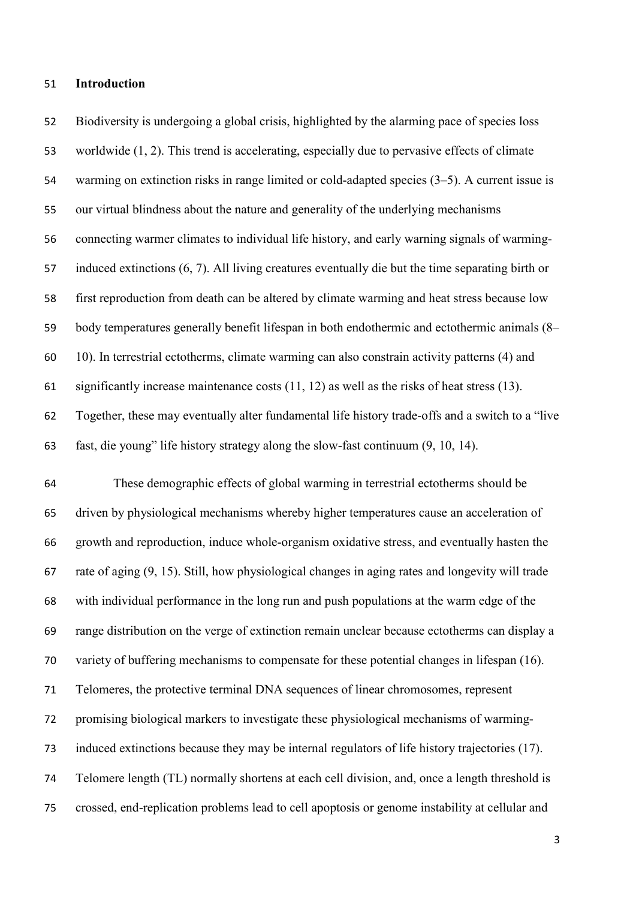## Introduction

Biodiversity is undergoing a global crisis, highlighted by the alarming pace of species loss worldwide (1, 2). This trend is accelerating, especially due to pervasive effects of climate warming on extinction risks in range limited or cold-adapted species (3–5). A current issue is our virtual blindness about the nature and generality of the underlying mechanisms connecting warmer climates to individual life history, and early warning signals of warming-induced extinctions (6, 7). All living creatures eventually die but the time separating birth or first reproduction from death can be altered by climate warming and heat stress because low body temperatures generally benefit lifespan in both endothermic and ectothermic animals (8–10). In terrestrial ectotherms, climate warming can also constrain activity patterns (4) and significantly increase maintenance costs (11, 12) as well as the risks of heat stress (13). Together, these may eventually alter fundamental life history trade-offs and a switch to a "live fast, die young" life history strategy along the slow-fast continuum (9, 10, 14).

These demographic effects of global warming in terrestrial ectotherms should be driven by physiological mechanisms whereby higher temperatures cause an acceleration of growth and reproduction, induce whole-organism oxidative stress, and eventually hasten the rate of aging (9, 15). Still, how physiological changes in aging rates and longevity will trade with individual performance in the long run and push populations at the warm edge of the range distribution on the verge of extinction remain unclear because ectotherms can display a variety of buffering mechanisms to compensate for these potential changes in lifespan (16). Telomeres, the protective terminal DNA sequences of linear chromosomes, represent promising biological markers to investigate these physiological mechanisms of warming-induced extinctions because they may be internal regulators of life history trajectories (17). Telomere length (TL) normally shortens at each cell division, and, once a length threshold is crossed, end-replication problems lead to cell apoptosis or genome instability at cellular and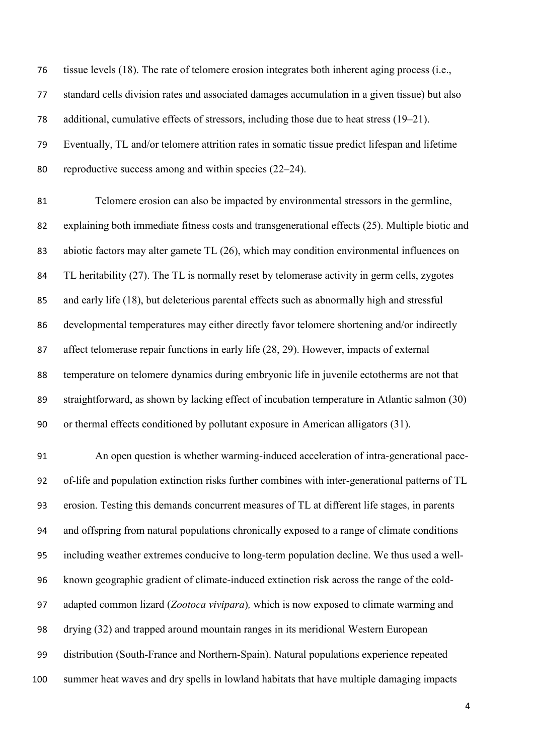tissue levels (18). The rate of telomere erosion integrates both inherent aging process (i.e., standard cells division rates and associated damages accumulation in a given tissue) but also additional, cumulative effects of stressors, including those due to heat stress (19–21). Eventually, TL and/or telomere attrition rates in somatic tissue predict lifespan and lifetime reproductive success among and within species (22–24).

Telomere erosion can also be impacted by environmental stressors in the germline, explaining both immediate fitness costs and transgenerational effects (25). Multiple biotic and abiotic factors may alter gamete TL (26), which may condition environmental influences on TL heritability (27). The TL is normally reset by telomerase activity in germ cells, zygotes and early life (18), but deleterious parental effects such as abnormally high and stressful developmental temperatures may either directly favor telomere shortening and/or indirectly affect telomerase repair functions in early life (28, 29). However, impacts of external temperature on telomere dynamics during embryonic life in juvenile ectotherms are not that straightforward, as shown by lacking effect of incubation temperature in Atlantic salmon (30) or thermal effects conditioned by pollutant exposure in American alligators (31).

An open question is whether warming-induced acceleration of intra-generational pace-of-life and population extinction risks further combines with inter-generational patterns of TL erosion. Testing this demands concurrent measures of TL at different life stages, in parents and offspring from natural populations chronically exposed to a range of climate conditions including weather extremes conducive to long-term population decline. We thus used a well-known geographic gradient of climate-induced extinction risk across the range of the cold-adapted common lizard (*Zootoca vivipara*)*,* which is now exposed to climate warming and drying (32) and trapped around mountain ranges in its meridional Western European distribution (South-France and Northern-Spain). Natural populations experience repeated summer heat waves and dry spells in lowland habitats that have multiple damaging impacts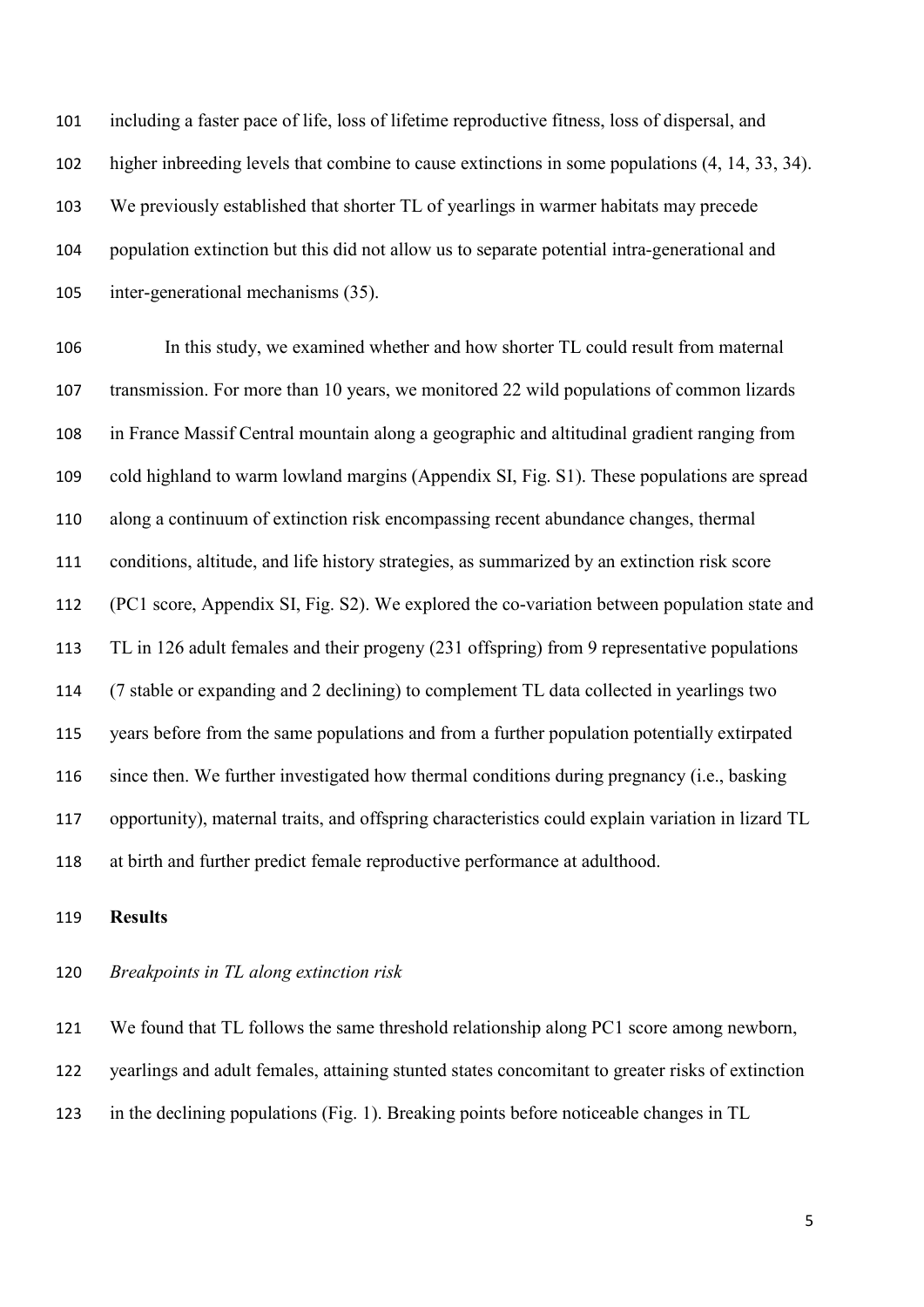including a faster pace of life, loss of lifetime reproductive fitness, loss of dispersal, and higher inbreeding levels that combine to cause extinctions in some populations (4, 14, 33, 34). We previously established that shorter TL of yearlings in warmer habitats may precede population extinction but this did not allow us to separate potential intra-generational and inter-generational mechanisms (35).

In this study, we examined whether and how shorter TL could result from maternal transmission. For more than 10 years, we monitored 22 wild populations of common lizards in France Massif Central mountain along a geographic and altitudinal gradient ranging from cold highland to warm lowland margins (Appendix SI, Fig. S1). These populations are spread along a continuum of extinction risk encompassing recent abundance changes, thermal conditions, altitude, and life history strategies, as summarized by an extinction risk score (PC1 score, Appendix SI, Fig. S2). We explored the co-variation between population state and TL in 126 adult females and their progeny (231 offspring) from 9 representative populations (7 stable or expanding and 2 declining) to complement TL data collected in yearlings two years before from the same populations and from a further population potentially extirpated since then. We further investigated how thermal conditions during pregnancy (i.e., basking opportunity), maternal traits, and offspring characteristics could explain variation in lizard TL at birth and further predict female reproductive performance at adulthood.

## Results

*Breakpoints in TL along extinction risk*

We found that TL follows the same threshold relationship along PC1 score among newborn, yearlings and adult females, attaining stunted states concomitant to greater risks of extinction in the declining populations (Fig. 1). Breaking points before noticeable changes in TL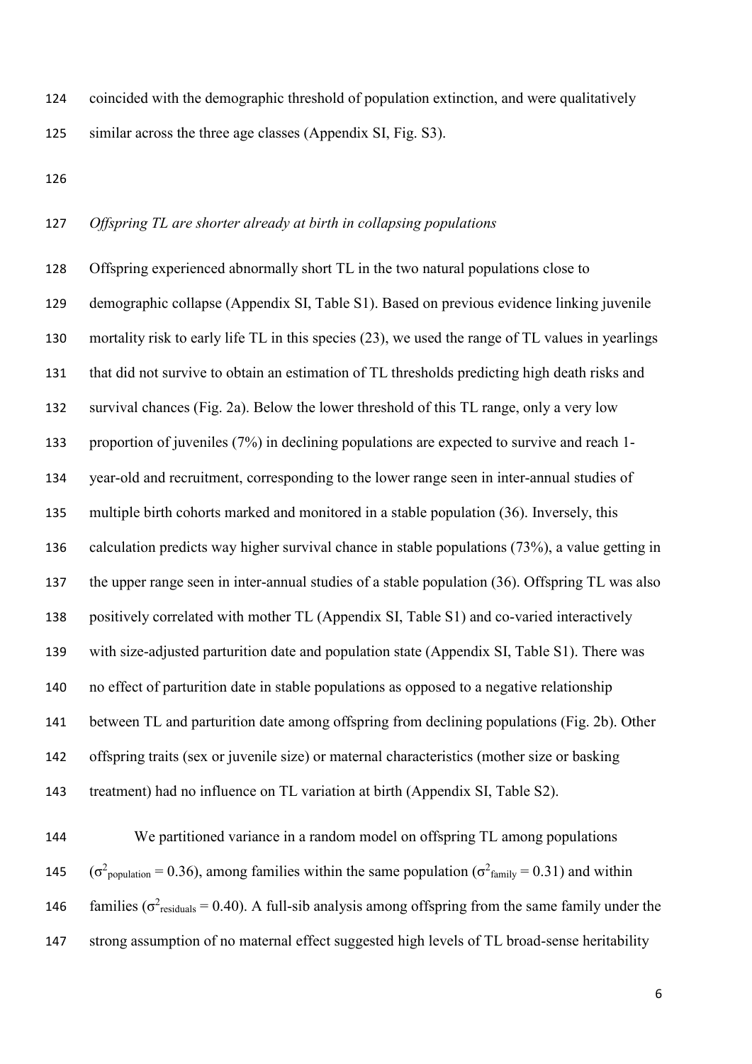coincided with the demographic threshold of population extinction, and were qualitatively similar across the three age classes (Appendix SI, Fig. S3).

*Offspring TL are shorter already at birth in collapsing populations*

Offspring experienced abnormally short TL in the two natural populations close to demographic collapse (Appendix SI, Table S1). Based on previous evidence linking juvenile mortality risk to early life TL in this species (23), we used the range of TL values in yearlings that did not survive to obtain an estimation of TL thresholds predicting high death risks and survival chances (Fig. 2a). Below the lower threshold of this TL range, only a very low proportion of juveniles (7%) in declining populations are expected to survive and reach 1-year-old and recruitment, corresponding to the lower range seen in inter-annual studies of multiple birth cohorts marked and monitored in a stable population (36). Inversely, this calculation predicts way higher survival chance in stable populations (73%), a value getting in the upper range seen in inter-annual studies of a stable population (36). Offspring TL was also positively correlated with mother TL (Appendix SI, Table S1) and co-varied interactively with size-adjusted parturition date and population state (Appendix SI, Table S1). There was no effect of parturition date in stable populations as opposed to a negative relationship between TL and parturition date among offspring from declining populations (Fig. 2b). Other offspring traits (sex or juvenile size) or maternal characteristics (mother size or basking treatment) had no influence on TL variation at birth (Appendix SI, Table S2).

We partitioned variance in a random model on offspring TL among populations ($\sigma^2_{population} = 0.36$), among families within the same population ($\sigma^2_{family} = 0.31$) and within families ($\sigma^2_{residuals} = 0.40$). A full-sib analysis among offspring from the same family under the strong assumption of no maternal effect suggested high levels of TL broad-sense heritability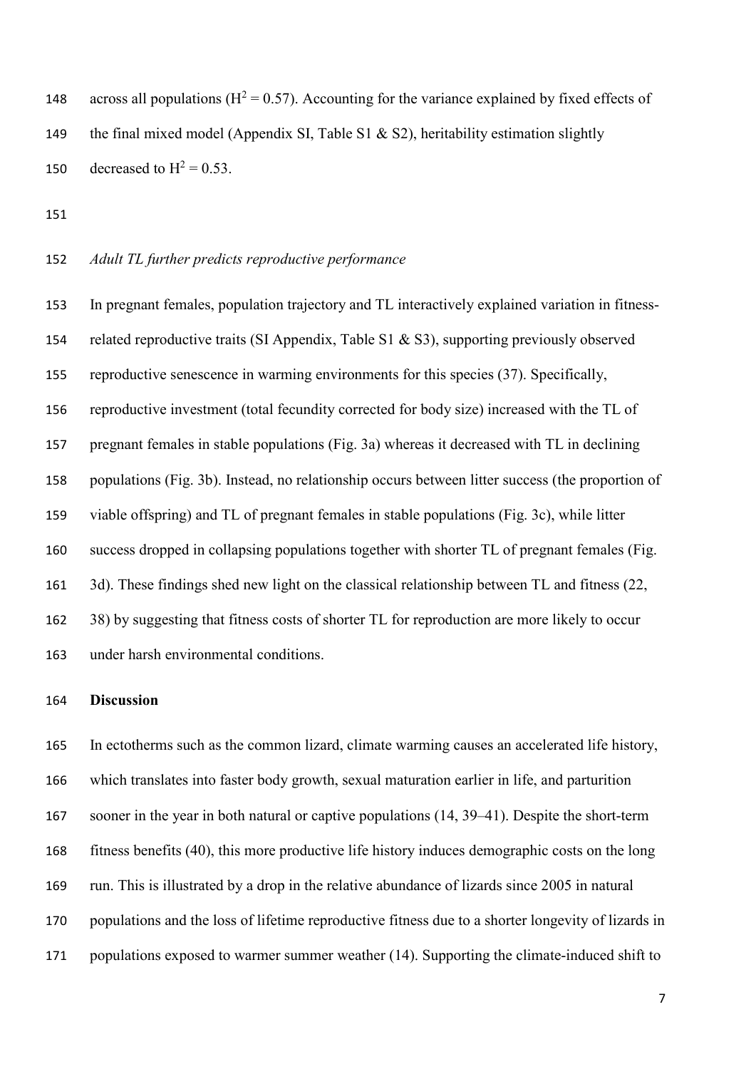across all populations ($H^2 = 0.57$). Accounting for the variance explained by fixed effects of the final mixed model (Appendix SI, Table S1 & S2), heritability estimation slightly decreased to $H^2 = 0.53$.

### *Adult TL further predicts reproductive performance*

In pregnant females, population trajectory and TL interactively explained variation in fitness-related reproductive traits (SI Appendix, Table S1 & S3), supporting previously observed reproductive senescence in warming environments for this species (37). Specifically, reproductive investment (total fecundity corrected for body size) increased with the TL of pregnant females in stable populations (Fig. 3a) whereas it decreased with TL in declining populations (Fig. 3b). Instead, no relationship occurs between litter success (the proportion of viable offspring) and TL of pregnant females in stable populations (Fig. 3c), while litter success dropped in collapsing populations together with shorter TL of pregnant females (Fig. 3d). These findings shed new light on the classical relationship between TL and fitness (22, 38) by suggesting that fitness costs of shorter TL for reproduction are more likely to occur under harsh environmental conditions.

## Discussion

In ectotherms such as the common lizard, climate warming causes an accelerated life history, which translates into faster body growth, sexual maturation earlier in life, and parturition sooner in the year in both natural or captive populations (14, 39–41). Despite the short-term fitness benefits (40), this more productive life history induces demographic costs on the long run. This is illustrated by a drop in the relative abundance of lizards since 2005 in natural populations and the loss of lifetime reproductive fitness due to a shorter longevity of lizards in populations exposed to warmer summer weather (14). Supporting the climate-induced shift to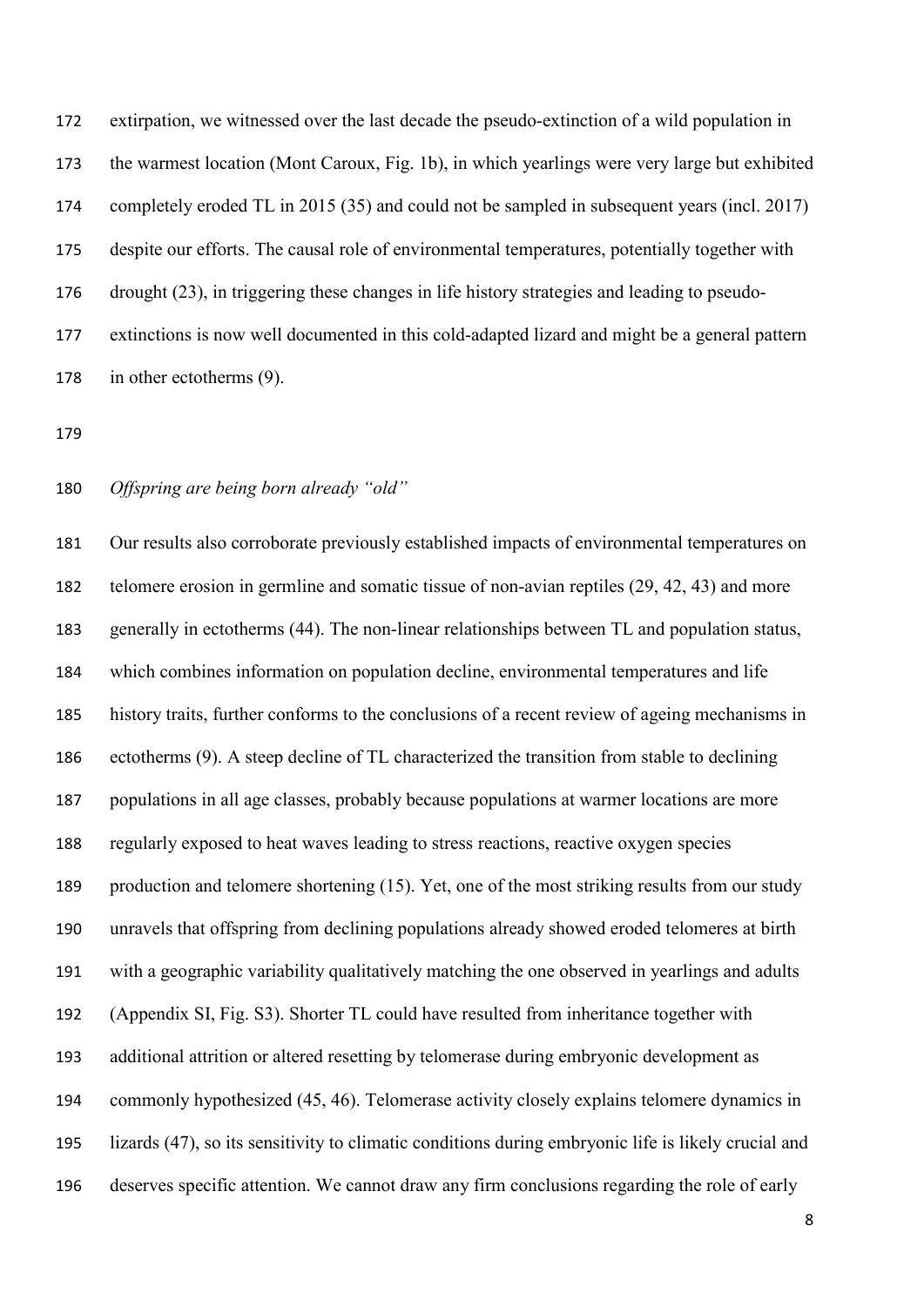extirpation, we witnessed over the last decade the pseudo-extinction of a wild population in the warmest location (Mont Caroux, Fig. 1b), in which yearlings were very large but exhibited completely eroded TL in 2015 (35) and could not be sampled in subsequent years (incl. 2017) despite our efforts. The causal role of environmental temperatures, potentially together with drought (23), in triggering these changes in life history strategies and leading to pseudo-extinctions is now well documented in this cold-adapted lizard and might be a general pattern in other ectotherms (9).

*Offspring are being born already "old"*

Our results also corroborate previously established impacts of environmental temperatures on telomere erosion in germline and somatic tissue of non-avian reptiles (29, 42, 43) and more generally in ectotherms (44). The non-linear relationships between TL and population status, which combines information on population decline, environmental temperatures and life history traits, further conforms to the conclusions of a recent review of ageing mechanisms in ectotherms (9). A steep decline of TL characterized the transition from stable to declining populations in all age classes, probably because populations at warmer locations are more regularly exposed to heat waves leading to stress reactions, reactive oxygen species production and telomere shortening (15). Yet, one of the most striking results from our study unravels that offspring from declining populations already showed eroded telomeres at birth with a geographic variability qualitatively matching the one observed in yearlings and adults (Appendix SI, Fig. S3). Shorter TL could have resulted from inheritance together with additional attrition or altered resetting by telomerase during embryonic development as commonly hypothesized (45, 46). Telomerase activity closely explains telomere dynamics in lizards (47), so its sensitivity to climatic conditions during embryonic life is likely crucial and deserves specific attention. We cannot draw any firm conclusions regarding the role of early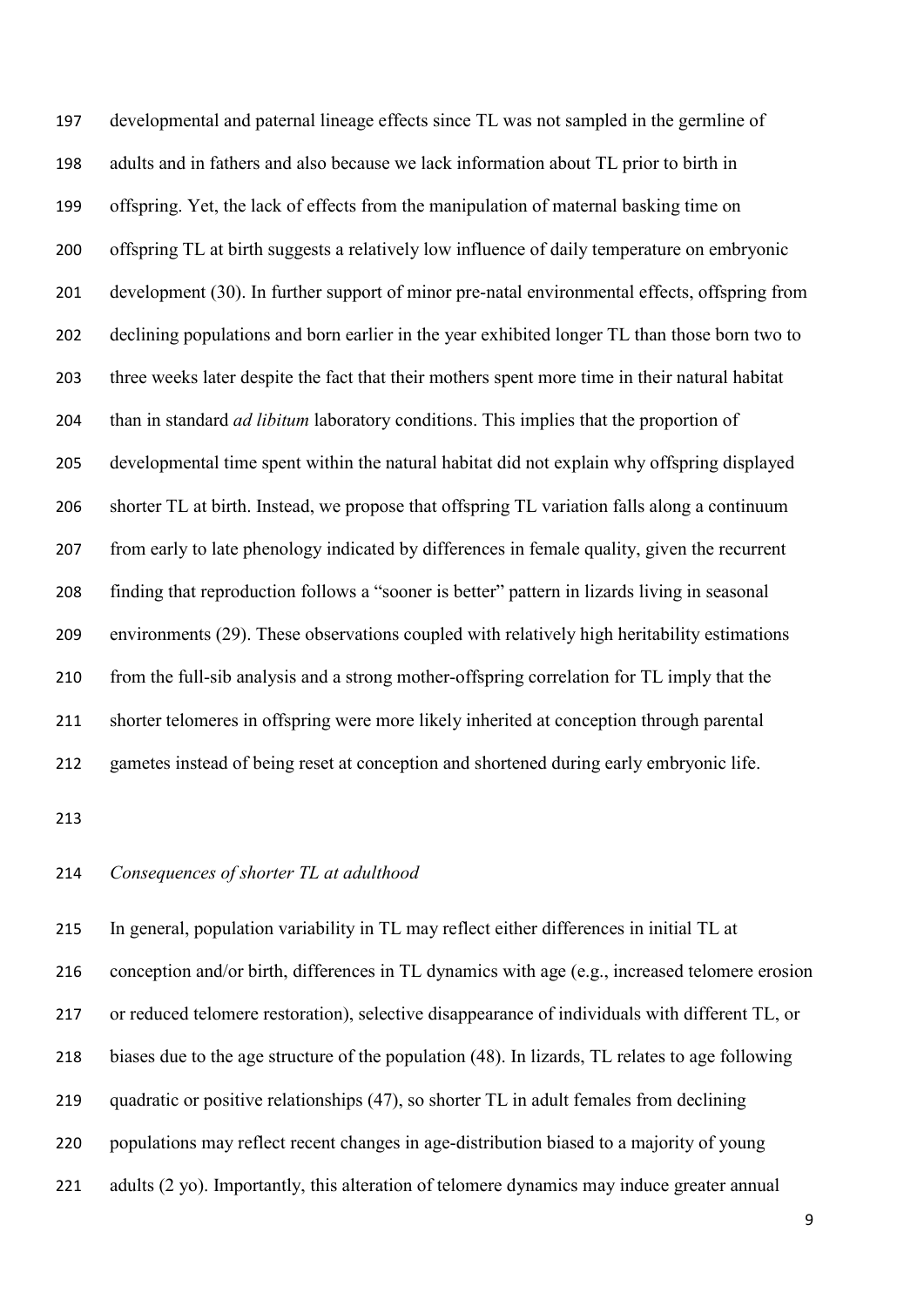developmental and paternal lineage effects since TL was not sampled in the germline of adults and in fathers and also because we lack information about TL prior to birth in offspring. Yet, the lack of effects from the manipulation of maternal basking time on offspring TL at birth suggests a relatively low influence of daily temperature on embryonic development (30). In further support of minor pre-natal environmental effects, offspring from declining populations and born earlier in the year exhibited longer TL than those born two to three weeks later despite the fact that their mothers spent more time in their natural habitat than in standard *ad libitum* laboratory conditions. This implies that the proportion of developmental time spent within the natural habitat did not explain why offspring displayed shorter TL at birth. Instead, we propose that offspring TL variation falls along a continuum from early to late phenology indicated by differences in female quality, given the recurrent finding that reproduction follows a "sooner is better" pattern in lizards living in seasonal environments (29). These observations coupled with relatively high heritability estimations from the full-sib analysis and a strong mother-offspring correlation for TL imply that the shorter telomeres in offspring were more likely inherited at conception through parental gametes instead of being reset at conception and shortened during early embryonic life.

*Consequences of shorter TL at adulthood*

In general, population variability in TL may reflect either differences in initial TL at conception and/or birth, differences in TL dynamics with age (e.g., increased telomere erosion or reduced telomere restoration), selective disappearance of individuals with different TL, or biases due to the age structure of the population (48). In lizards, TL relates to age following quadratic or positive relationships (47), so shorter TL in adult females from declining populations may reflect recent changes in age-distribution biased to a majority of young adults (2 yo). Importantly, this alteration of telomere dynamics may induce greater annual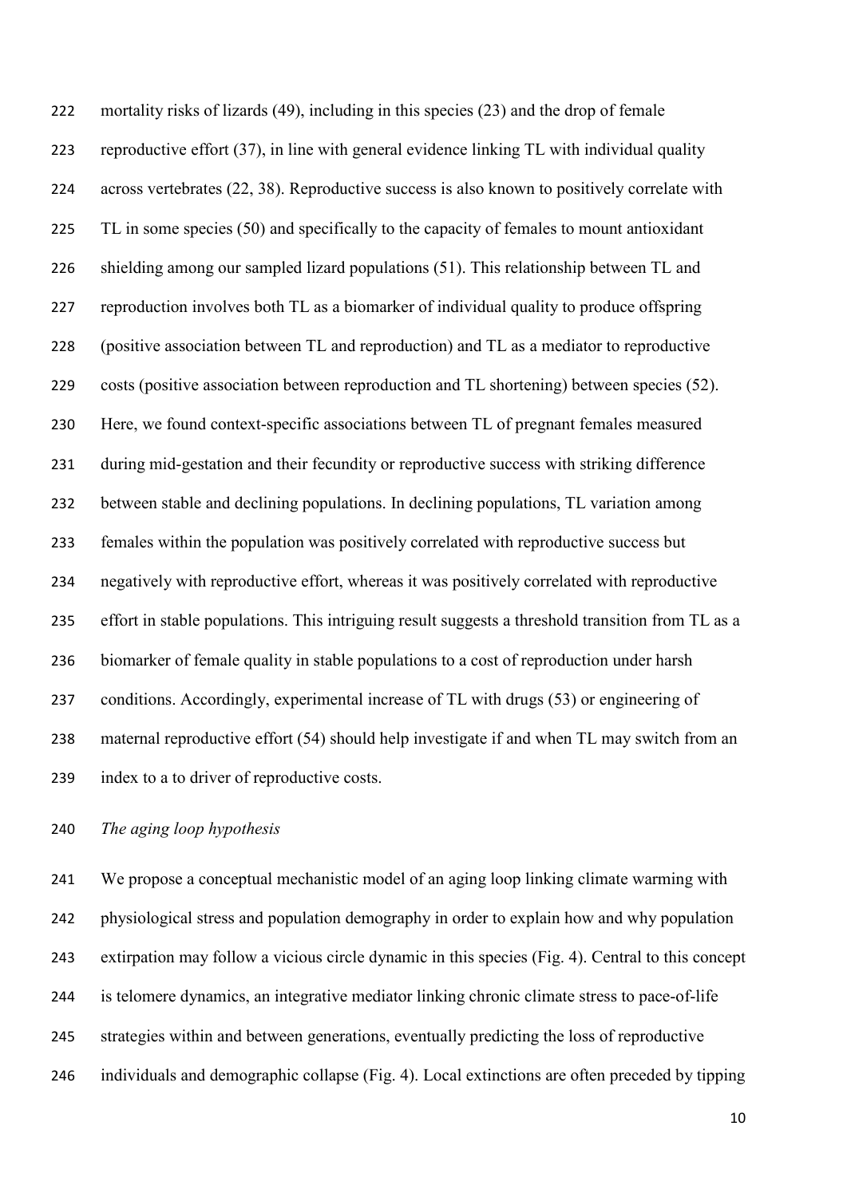mortality risks of lizards (49), including in this species (23) and the drop of female reproductive effort (37), in line with general evidence linking TL with individual quality across vertebrates (22, 38). Reproductive success is also known to positively correlate with TL in some species (50) and specifically to the capacity of females to mount antioxidant shielding among our sampled lizard populations (51). This relationship between TL and reproduction involves both TL as a biomarker of individual quality to produce offspring (positive association between TL and reproduction) and TL as a mediator to reproductive costs (positive association between reproduction and TL shortening) between species (52). Here, we found context-specific associations between TL of pregnant females measured during mid-gestation and their fecundity or reproductive success with striking difference between stable and declining populations. In declining populations, TL variation among females within the population was positively correlated with reproductive success but negatively with reproductive effort, whereas it was positively correlated with reproductive effort in stable populations. This intriguing result suggests a threshold transition from TL as a biomarker of female quality in stable populations to a cost of reproduction under harsh conditions. Accordingly, experimental increase of TL with drugs (53) or engineering of maternal reproductive effort (54) should help investigate if and when TL may switch from an index to a to driver of reproductive costs.

*The aging loop hypothesis*

We propose a conceptual mechanistic model of an aging loop linking climate warming with physiological stress and population demography in order to explain how and why population extirpation may follow a vicious circle dynamic in this species (Fig. 4). Central to this concept is telomere dynamics, an integrative mediator linking chronic climate stress to pace-of-life strategies within and between generations, eventually predicting the loss of reproductive individuals and demographic collapse (Fig. 4). Local extinctions are often preceded by tipping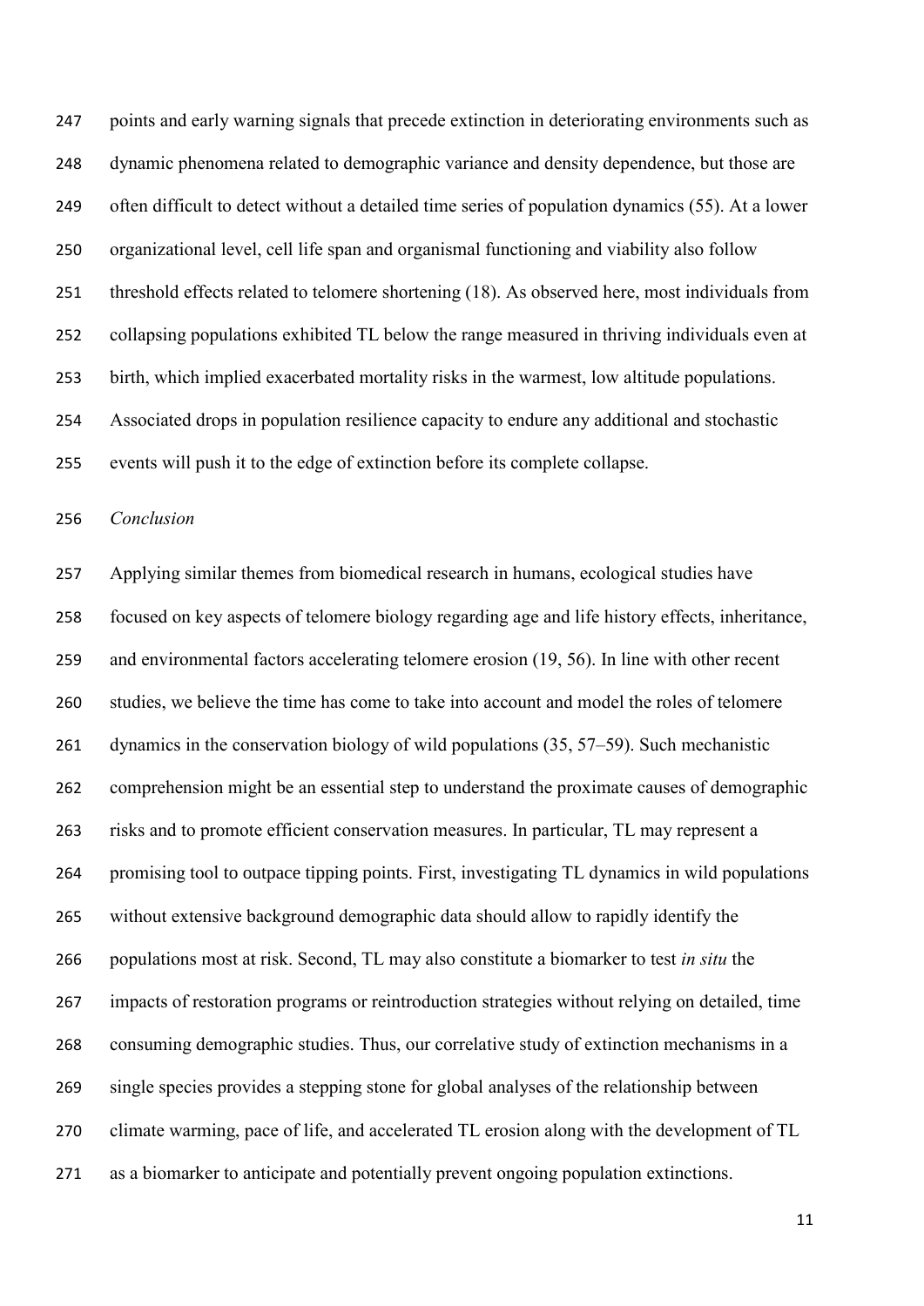points and early warning signals that precede extinction in deteriorating environments such as dynamic phenomena related to demographic variance and density dependence, but those are often difficult to detect without a detailed time series of population dynamics (55). At a lower organizational level, cell life span and organismal functioning and viability also follow threshold effects related to telomere shortening (18). As observed here, most individuals from collapsing populations exhibited TL below the range measured in thriving individuals even at birth, which implied exacerbated mortality risks in the warmest, low altitude populations. Associated drops in population resilience capacity to endure any additional and stochastic events will push it to the edge of extinction before its complete collapse.

*Conclusion*

Applying similar themes from biomedical research in humans, ecological studies have focused on key aspects of telomere biology regarding age and life history effects, inheritance, and environmental factors accelerating telomere erosion (19, 56). In line with other recent studies, we believe the time has come to take into account and model the roles of telomere dynamics in the conservation biology of wild populations (35, 57–59). Such mechanistic comprehension might be an essential step to understand the proximate causes of demographic risks and to promote efficient conservation measures. In particular, TL may represent a promising tool to outpace tipping points. First, investigating TL dynamics in wild populations without extensive background demographic data should allow to rapidly identify the populations most at risk. Second, TL may also constitute a biomarker to test *in situ* the impacts of restoration programs or reintroduction strategies without relying on detailed, time consuming demographic studies. Thus, our correlative study of extinction mechanisms in a single species provides a stepping stone for global analyses of the relationship between climate warming, pace of life, and accelerated TL erosion along with the development of TL as a biomarker to anticipate and potentially prevent ongoing population extinctions.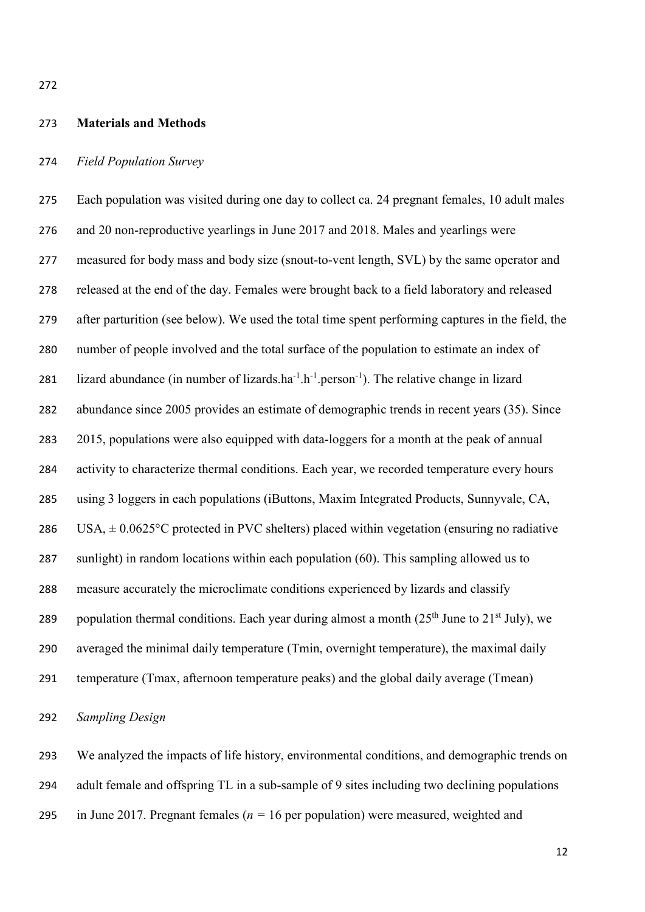## Materials and Methods

### *Field Population Survey*

Each population was visited during one day to collect ca. 24 pregnant females, 10 adult males and 20 non-reproductive yearlings in June 2017 and 2018. Males and yearlings were measured for body mass and body size (snout-to-vent length, SVL) by the same operator and released at the end of the day. Females were brought back to a field laboratory and released after parturition (see below). We used the total time spent performing captures in the field, the number of people involved and the total surface of the population to estimate an index of lizard abundance (in number of lizards.$ha^{-1}$.$h^{-1}$.$person^{-1}$). The relative change in lizard abundance since 2005 provides an estimate of demographic trends in recent years (35). Since 2015, populations were also equipped with data-loggers for a month at the peak of annual activity to characterize thermal conditions. Each year, we recorded temperature every hours using 3 loggers in each populations (iButtons, Maxim Integrated Products, Sunnyvale, CA, USA, ± 0.0625°C protected in PVC shelters) placed within vegetation (ensuring no radiative sunlight) in random locations within each population (60). This sampling allowed us to measure accurately the microclimate conditions experienced by lizards and classify population thermal conditions. Each year during almost a month (25th June to 21st July), we averaged the minimal daily temperature (Tmin, overnight temperature), the maximal daily temperature (Tmax, afternoon temperature peaks) and the global daily average (Tmean)

### *Sampling Design*

We analyzed the impacts of life history, environmental conditions, and demographic trends on adult female and offspring TL in a sub-sample of 9 sites including two declining populations in June 2017. Pregnant females ($n$ = 16 per population) were measured, weighted and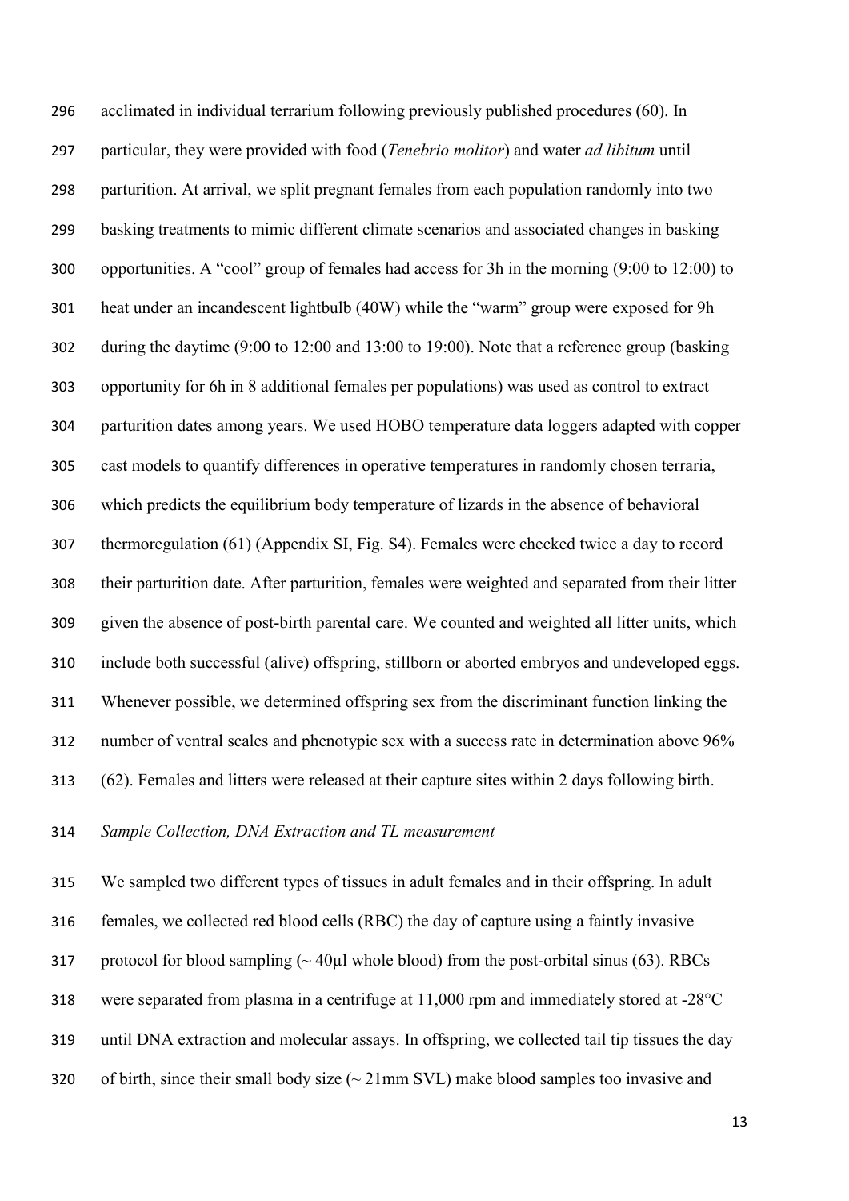acclimated in individual terrarium following previously published procedures (60). In particular, they were provided with food (*Tenebrio molitor*) and water *ad libitum* until parturition. At arrival, we split pregnant females from each population randomly into two basking treatments to mimic different climate scenarios and associated changes in basking opportunities. A "cool" group of females had access for 3h in the morning (9:00 to 12:00) to heat under an incandescent lightbulb (40W) while the "warm" group were exposed for 9h during the daytime (9:00 to 12:00 and 13:00 to 19:00). Note that a reference group (basking opportunity for 6h in 8 additional females per populations) was used as control to extract parturition dates among years. We used HOBO temperature data loggers adapted with copper cast models to quantify differences in operative temperatures in randomly chosen terraria, which predicts the equilibrium body temperature of lizards in the absence of behavioral thermoregulation (61) (Appendix SI, Fig. S4). Females were checked twice a day to record their parturition date. After parturition, females were weighted and separated from their litter given the absence of post-birth parental care. We counted and weighted all litter units, which include both successful (alive) offspring, stillborn or aborted embryos and undeveloped eggs. Whenever possible, we determined offspring sex from the discriminant function linking the number of ventral scales and phenotypic sex with a success rate in determination above 96% (62). Females and litters were released at their capture sites within 2 days following birth.

*Sample Collection, DNA Extraction and TL measurement*

We sampled two different types of tissues in adult females and in their offspring. In adult females, we collected red blood cells (RBC) the day of capture using a faintly invasive protocol for blood sampling (~ 40μl whole blood) from the post-orbital sinus (63). RBCs were separated from plasma in a centrifuge at 11,000 rpm and immediately stored at -28°C until DNA extraction and molecular assays. In offspring, we collected tail tip tissues the day of birth, since their small body size (~ 21mm SVL) make blood samples too invasive and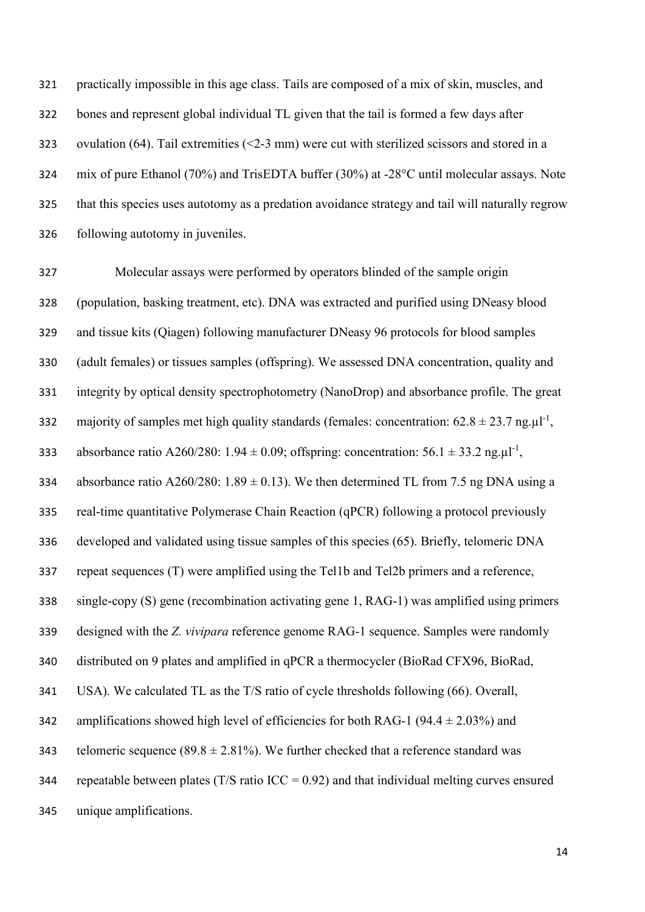practically impossible in this age class. Tails are composed of a mix of skin, muscles, and bones and represent global individual TL given that the tail is formed a few days after ovulation (64). Tail extremities (<2-3 mm) were cut with sterilized scissors and stored in a mix of pure Ethanol (70%) and TrisEDTA buffer (30%) at -28°C until molecular assays. Note that this species uses autotomy as a predation avoidance strategy and tail will naturally regrow following autotomy in juveniles.

Molecular assays were performed by operators blinded of the sample origin (population, basking treatment, etc). DNA was extracted and purified using DNeasy blood and tissue kits (Qiagen) following manufacturer DNeasy 96 protocols for blood samples (adult females) or tissues samples (offspring). We assessed DNA concentration, quality and integrity by optical density spectrophotometry (NanoDrop) and absorbance profile. The great majority of samples met high quality standards (females: concentration: $62.8 \pm 23.7$ ng.$\mu l^{-1}$, absorbance ratio A260/280: $1.94 \pm 0.09$; offspring: concentration: $56.1 \pm 33.2$ ng.$\mu l^{-1}$, absorbance ratio A260/280: $1.89 \pm 0.13$). We then determined TL from 7.5 ng DNA using a real-time quantitative Polymerase Chain Reaction (qPCR) following a protocol previously developed and validated using tissue samples of this species (65). Briefly, telomeric DNA repeat sequences (T) were amplified using the Tel1b and Tel2b primers and a reference, single-copy (S) gene (recombination activating gene 1, RAG-1) was amplified using primers designed with the *Z. vivipara* reference genome RAG-1 sequence. Samples were randomly distributed on 9 plates and amplified in qPCR a thermocycler (BioRad CFX96, BioRad, USA). We calculated TL as the T/S ratio of cycle thresholds following (66). Overall, amplifications showed high level of efficiencies for both RAG-1 ($94.4 \pm 2.03$%) and telomeric sequence ($89.8 \pm 2.81$%). We further checked that a reference standard was repeatable between plates (T/S ratio ICC = 0.92) and that individual melting curves ensured unique amplifications.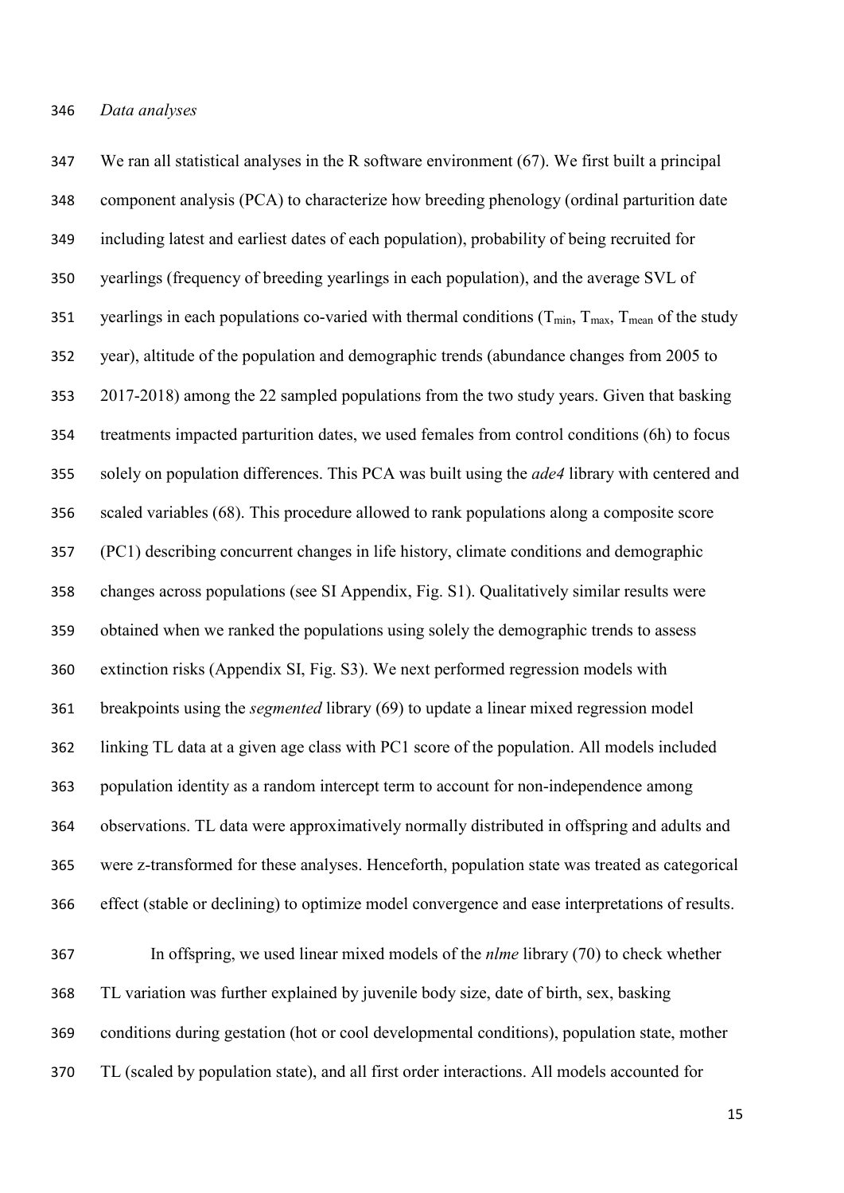*Data analyses*

We ran all statistical analyses in the R software environment (67). We first built a principal component analysis (PCA) to characterize how breeding phenology (ordinal parturition date including latest and earliest dates of each population), probability of being recruited for yearlings (frequency of breeding yearlings in each population), and the average SVL of yearlings in each populations co-varied with thermal conditions ($T_{min}$, $T_{max}$, $T_{mean}$ of the study year), altitude of the population and demographic trends (abundance changes from 2005 to 2017-2018) among the 22 sampled populations from the two study years. Given that basking treatments impacted parturition dates, we used females from control conditions (6h) to focus solely on population differences. This PCA was built using the *ade4* library with centered and scaled variables (68). This procedure allowed to rank populations along a composite score (PC1) describing concurrent changes in life history, climate conditions and demographic changes across populations (see SI Appendix, Fig. S1). Qualitatively similar results were obtained when we ranked the populations using solely the demographic trends to assess extinction risks (Appendix SI, Fig. S3). We next performed regression models with breakpoints using the *segmented* library (69) to update a linear mixed regression model linking TL data at a given age class with PC1 score of the population. All models included population identity as a random intercept term to account for non-independence among observations. TL data were approximatively normally distributed in offspring and adults and were z-transformed for these analyses. Henceforth, population state was treated as categorical effect (stable or declining) to optimize model convergence and ease interpretations of results.

In offspring, we used linear mixed models of the *nlme* library (70) to check whether TL variation was further explained by juvenile body size, date of birth, sex, basking conditions during gestation (hot or cool developmental conditions), population state, mother TL (scaled by population state), and all first order interactions. All models accounted for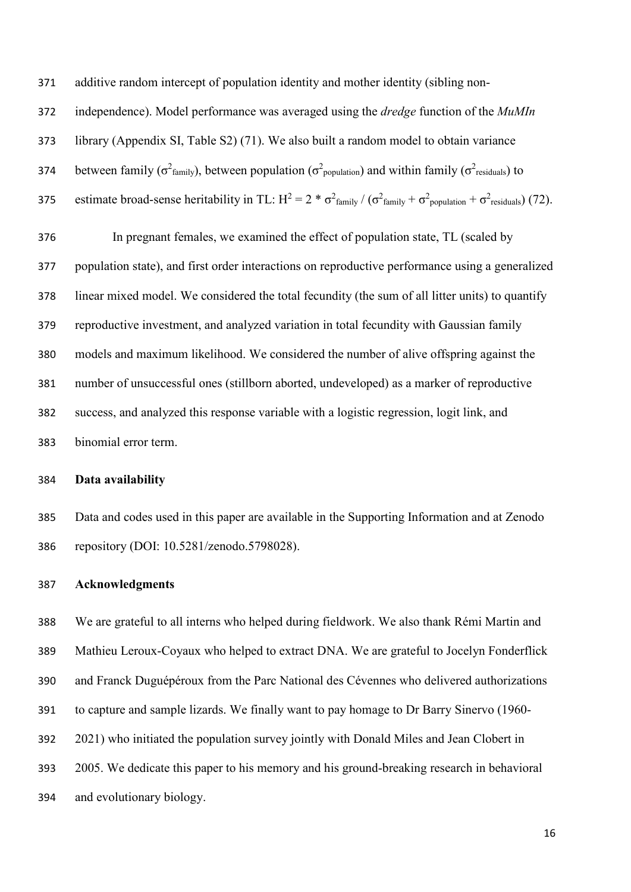additive random intercept of population identity and mother identity (sibling non-independence). Model performance was averaged using the *dredge* function of the *MuMIn* library (Appendix SI, Table S2) (71). We also built a random model to obtain variance between family ($\sigma^2_{family}$), between population ($\sigma^2_{population}$) and within family ($\sigma^2_{residuals}$) to estimate broad-sense heritability in TL: $H^2 = 2 * \sigma^2_{family} / (\sigma^2_{family} + \sigma^2_{population} + \sigma^2_{residuals})$ (72).

In pregnant females, we examined the effect of population state, TL (scaled by population state), and first order interactions on reproductive performance using a generalized linear mixed model. We considered the total fecundity (the sum of all litter units) to quantify reproductive investment, and analyzed variation in total fecundity with Gaussian family models and maximum likelihood. We considered the number of alive offspring against the number of unsuccessful ones (stillborn aborted, undeveloped) as a marker of reproductive success, and analyzed this response variable with a logistic regression, logit link, and binomial error term.

**Data availability**

Data and codes used in this paper are available in the Supporting Information and at Zenodo repository (DOI: 10.5281/zenodo.5798028).

**Acknowledgments**

We are grateful to all interns who helped during fieldwork. We also thank Rémi Martin and Mathieu Leroux-Coyaux who helped to extract DNA. We are grateful to Jocelyn Fonderflick and Franck Duguépéroux from the Parc National des Cévennes who delivered authorizations to capture and sample lizards. We finally want to pay homage to Dr Barry Sinervo (1960-2021) who initiated the population survey jointly with Donald Miles and Jean Clobert in 2005. We dedicate this paper to his memory and his ground-breaking research in behavioral and evolutionary biology.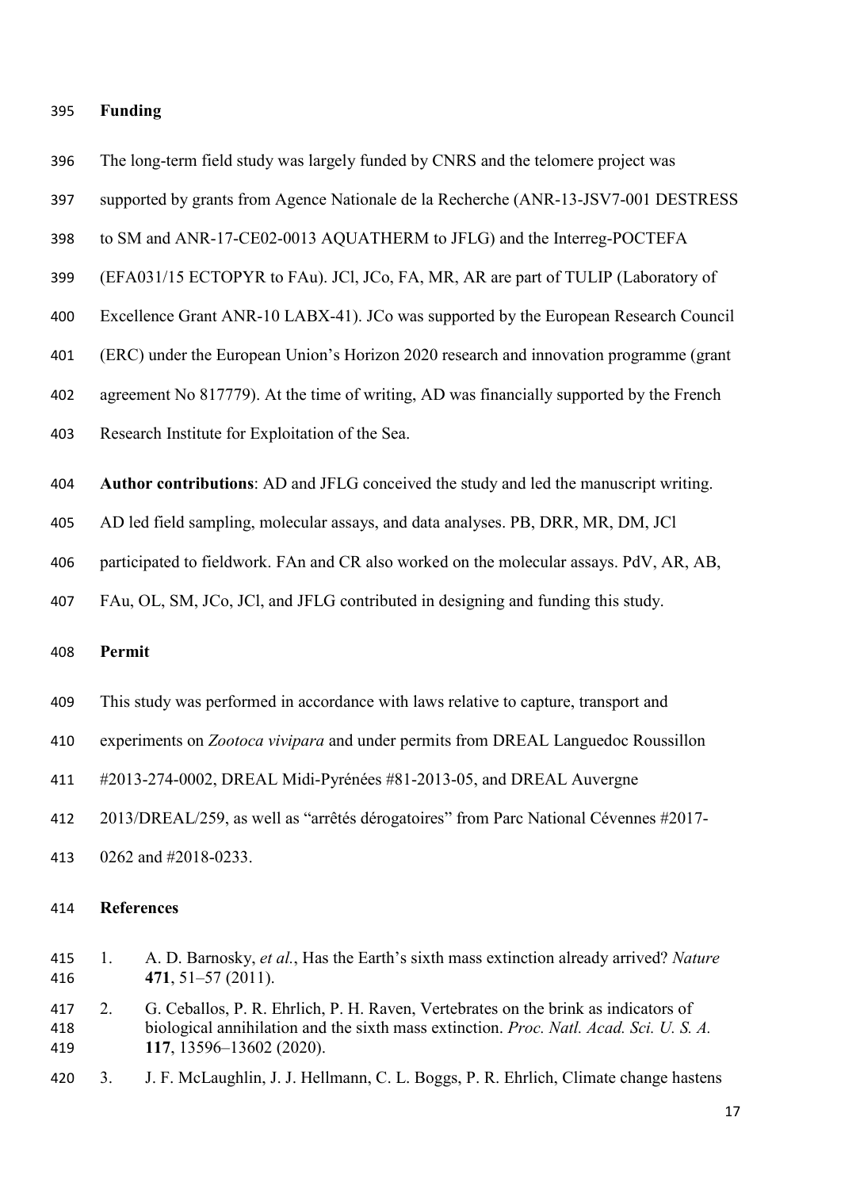## Funding

The long-term field study was largely funded by CNRS and the telomere project was supported by grants from Agence Nationale de la Recherche (ANR-13-JSV7-001 DESTRESS to SM and ANR-17-CE02-0013 AQUATHERM to JFLG) and the Interreg-POCTEFA (EFA031/15 ECTOPYR to FAu). JCl, JCo, FA, MR, AR are part of TULIP (Laboratory of Excellence Grant ANR-10 LABX-41). JCo was supported by the European Research Council (ERC) under the European Union's Horizon 2020 research and innovation programme (grant agreement No 817779). At the time of writing, AD was financially supported by the French Research Institute for Exploitation of the Sea.

**Author contributions**: AD and JFLG conceived the study and led the manuscript writing. AD led field sampling, molecular assays, and data analyses. PB, DRR, MR, DM, JCl participated to fieldwork. FAn and CR also worked on the molecular assays. PdV, AR, AB, FAu, OL, SM, JCo, JCl, and JFLG contributed in designing and funding this study.

## Permit

This study was performed in accordance with laws relative to capture, transport and experiments on *Zootoca vivipara* and under permits from DREAL Languedoc Roussillon #2013-274-0002, DREAL Midi-Pyrénées #81-2013-05, and DREAL Auvergne 2013/DREAL/259, as well as "arrêtés dérogatoires" from Parc National Cévennes #2017-0262 and #2018-0233.

## References

1. A. D. Barnosky, *et al.*, Has the Earth's sixth mass extinction already arrived? *Nature* **471**, 51–57 (2011).
2. G. Ceballos, P. R. Ehrlich, P. H. Raven, Vertebrates on the brink as indicators of biological annihilation and the sixth mass extinction. *Proc. Natl. Acad. Sci. U. S. A.* **117**, 13596–13602 (2020).
3. J. F. McLaughlin, J. J. Hellmann, C. L. Boggs, P. R. Ehrlich, Climate change hastens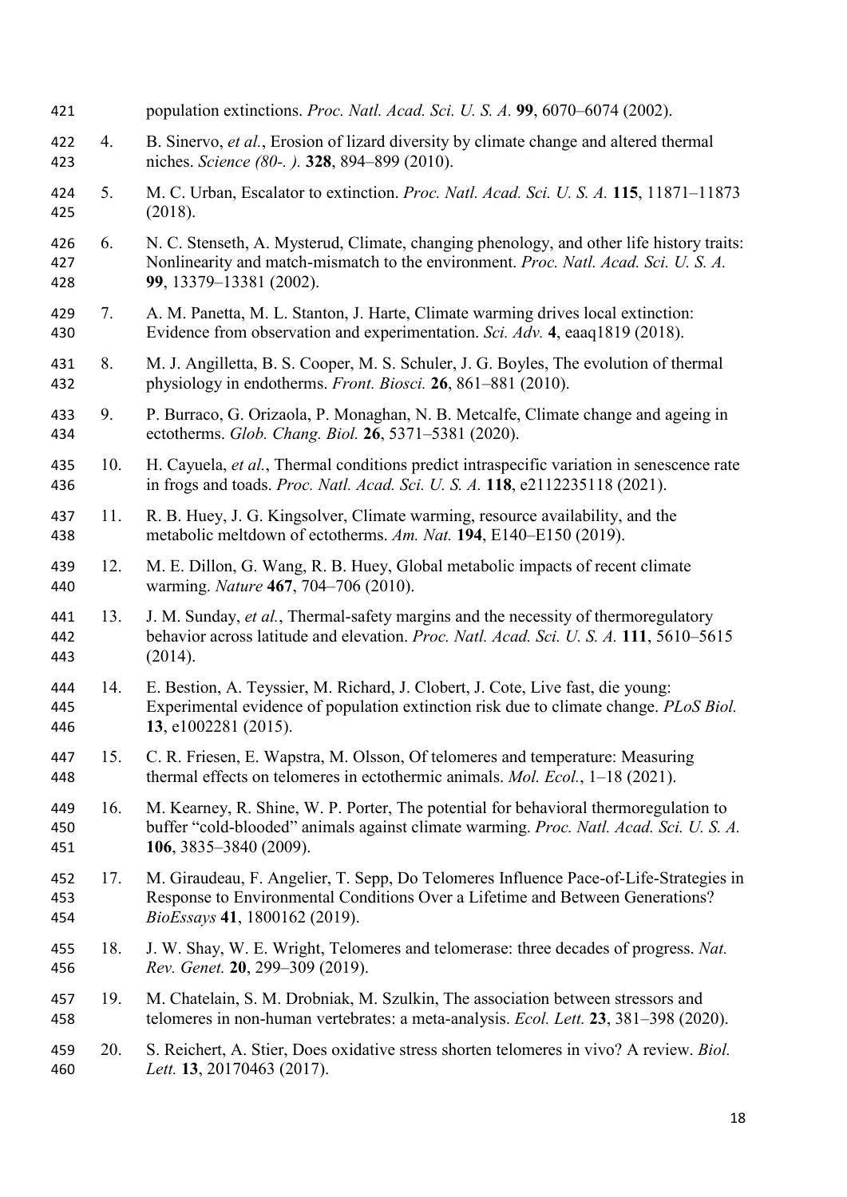population extinctions. *Proc. Natl. Acad. Sci. U. S. A.* **99**, 6070–6074 (2002).

4. B. Sinervo, *et al.*, Erosion of lizard diversity by climate change and altered thermal niches. *Science (80-. ).* **328**, 894–899 (2010).
5. M. C. Urban, Escalator to extinction. *Proc. Natl. Acad. Sci. U. S. A.* **115**, 11871–11873 (2018).
6. N. C. Stenseth, A. Mysterud, Climate, changing phenology, and other life history traits: Nonlinearity and match-mismatch to the environment. *Proc. Natl. Acad. Sci. U. S. A.* **99**, 13379–13381 (2002).
7. A. M. Panetta, M. L. Stanton, J. Harte, Climate warming drives local extinction: Evidence from observation and experimentation. *Sci. Adv.* **4**, eaaq1819 (2018).
8. M. J. Angilletta, B. S. Cooper, M. S. Schuler, J. G. Boyles, The evolution of thermal physiology in endotherms. *Front. Biosci.* **26**, 861–881 (2010).
9. P. Burraco, G. Orizaola, P. Monaghan, N. B. Metcalfe, Climate change and ageing in ectotherms. *Glob. Chang. Biol.* **26**, 5371–5381 (2020).
10. H. Cayuela, *et al.*, Thermal conditions predict intraspecific variation in senescence rate in frogs and toads. *Proc. Natl. Acad. Sci. U. S. A.* **118**, e2112235118 (2021).
11. R. B. Huey, J. G. Kingsolver, Climate warming, resource availability, and the metabolic meltdown of ectotherms. *Am. Nat.* **194**, E140–E150 (2019).
12. M. E. Dillon, G. Wang, R. B. Huey, Global metabolic impacts of recent climate warming. *Nature* **467**, 704–706 (2010).
13. J. M. Sunday, *et al.*, Thermal-safety margins and the necessity of thermoregulatory behavior across latitude and elevation. *Proc. Natl. Acad. Sci. U. S. A.* **111**, 5610–5615 (2014).
14. E. Bestion, A. Teyssier, M. Richard, J. Clobert, J. Cote, Live fast, die young: Experimental evidence of population extinction risk due to climate change. *PLoS Biol.* **13**, e1002281 (2015).
15. C. R. Friesen, E. Wapstra, M. Olsson, Of telomeres and temperature: Measuring thermal effects on telomeres in ectothermic animals. *Mol. Ecol.*, 1–18 (2021).
16. M. Kearney, R. Shine, W. P. Porter, The potential for behavioral thermoregulation to buffer "cold-blooded" animals against climate warming. *Proc. Natl. Acad. Sci. U. S. A.* **106**, 3835–3840 (2009).
17. M. Giraudeau, F. Angelier, T. Sepp, Do Telomeres Influence Pace-of-Life-Strategies in Response to Environmental Conditions Over a Lifetime and Between Generations? *BioEssays* **41**, 1800162 (2019).
18. J. W. Shay, W. E. Wright, Telomeres and telomerase: three decades of progress. *Nat. Rev. Genet.* **20**, 299–309 (2019).
19. M. Chatelain, S. M. Drobniak, M. Szulkin, The association between stressors and telomeres in non-human vertebrates: a meta-analysis. *Ecol. Lett.* **23**, 381–398 (2020).
20. S. Reichert, A. Stier, Does oxidative stress shorten telomeres in vivo? A review. *Biol. Lett.* **13**, 20170463 (2017).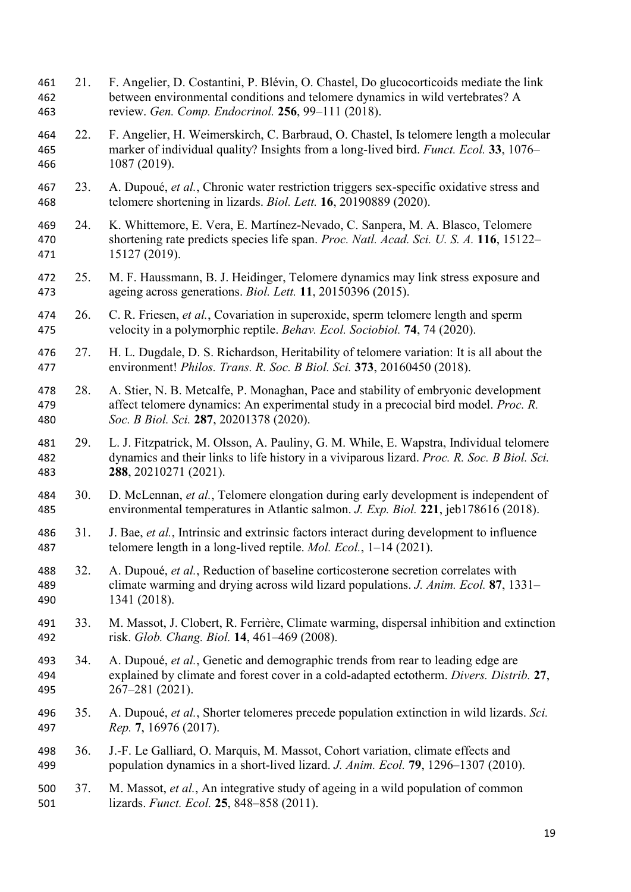21. F. Angelier, D. Costantini, P. Blévin, O. Chastel, Do glucocorticoids mediate the link between environmental conditions and telomere dynamics in wild vertebrates? A review. *Gen. Comp. Endocrinol.* **256**, 99–111 (2018).
22. F. Angelier, H. Weimerskirch, C. Barbraud, O. Chastel, Is telomere length a molecular marker of individual quality? Insights from a long-lived bird. *Funct. Ecol.* **33**, 1076–1087 (2019).
23. A. Dupoué, *et al.*, Chronic water restriction triggers sex-specific oxidative stress and telomere shortening in lizards. *Biol. Lett.* **16**, 20190889 (2020).
24. K. Whittemore, E. Vera, E. Martínez-Nevado, C. Sanpera, M. A. Blasco, Telomere shortening rate predicts species life span. *Proc. Natl. Acad. Sci. U. S. A.* **116**, 15122–15127 (2019).
25. M. F. Haussmann, B. J. Heidinger, Telomere dynamics may link stress exposure and ageing across generations. *Biol. Lett.* **11**, 20150396 (2015).
26. C. R. Friesen, *et al.*, Covariation in superoxide, sperm telomere length and sperm velocity in a polymorphic reptile. *Behav. Ecol. Sociobiol.* **74**, 74 (2020).
27. H. L. Dugdale, D. S. Richardson, Heritability of telomere variation: It is all about the environment! *Philos. Trans. R. Soc. B Biol. Sci.* **373**, 20160450 (2018).
28. A. Stier, N. B. Metcalfe, P. Monaghan, Pace and stability of embryonic development affect telomere dynamics: An experimental study in a precocial bird model. *Proc. R. Soc. B Biol. Sci.* **287**, 20201378 (2020).
29. L. J. Fitzpatrick, M. Olsson, A. Pauliny, G. M. While, E. Wapstra, Individual telomere dynamics and their links to life history in a viviparous lizard. *Proc. R. Soc. B Biol. Sci.* **288**, 20210271 (2021).
30. D. McLennan, *et al.*, Telomere elongation during early development is independent of environmental temperatures in Atlantic salmon. *J. Exp. Biol.* **221**, jeb178616 (2018).
31. J. Bae, *et al.*, Intrinsic and extrinsic factors interact during development to influence telomere length in a long-lived reptile. *Mol. Ecol.*, 1–14 (2021).
32. A. Dupoué, *et al.*, Reduction of baseline corticosterone secretion correlates with climate warming and drying across wild lizard populations. *J. Anim. Ecol.* **87**, 1331–1341 (2018).
33. M. Massot, J. Clobert, R. Ferrière, Climate warming, dispersal inhibition and extinction risk. *Glob. Chang. Biol.* **14**, 461–469 (2008).
34. A. Dupoué, *et al.*, Genetic and demographic trends from rear to leading edge are explained by climate and forest cover in a cold-adapted ectotherm. *Divers. Distrib.* **27**, 267–281 (2021).
35. A. Dupoué, *et al.*, Shorter telomeres precede population extinction in wild lizards. *Sci. Rep.* **7**, 16976 (2017).
36. J.-F. Le Galliard, O. Marquis, M. Massot, Cohort variation, climate effects and population dynamics in a short-lived lizard. *J. Anim. Ecol.* **79**, 1296–1307 (2010).
37. M. Massot, *et al.*, An integrative study of ageing in a wild population of common lizards. *Funct. Ecol.* **25**, 848–858 (2011).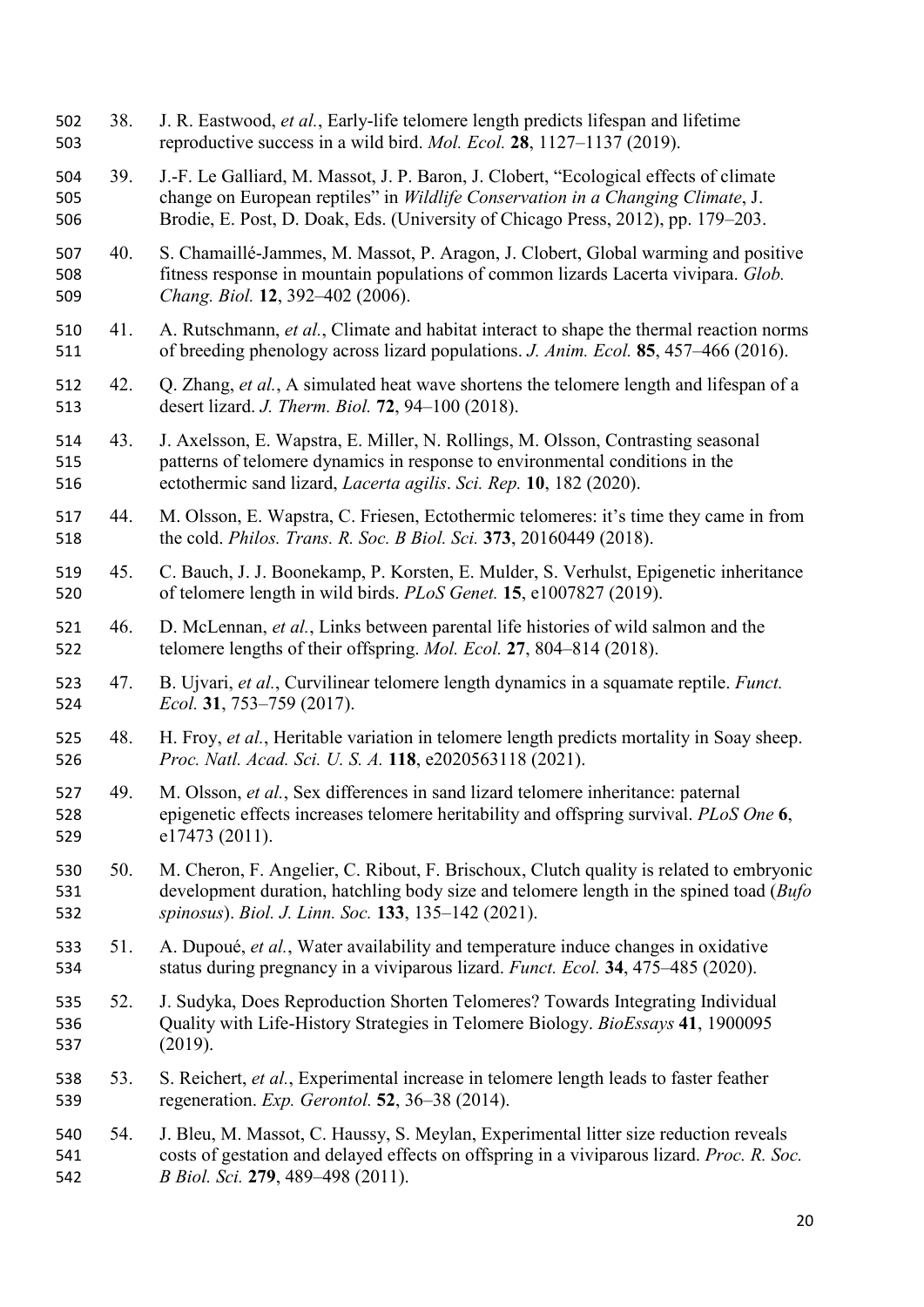38. J. R. Eastwood, *et al.*, Early-life telomere length predicts lifespan and lifetime reproductive success in a wild bird. *Mol. Ecol.* **28**, 1127–1137 (2019).
39. J.-F. Le Galliard, M. Massot, J. P. Baron, J. Clobert, "Ecological effects of climate change on European reptiles" in *Wildlife Conservation in a Changing Climate*, J. Brodie, E. Post, D. Doak, Eds. (University of Chicago Press, 2012), pp. 179–203.
40. S. Chamaillé-Jammes, M. Massot, P. Aragon, J. Clobert, Global warming and positive fitness response in mountain populations of common lizards Lacerta vivipara. *Glob. Chang. Biol.* **12**, 392–402 (2006).
41. A. Rutschmann, *et al.*, Climate and habitat interact to shape the thermal reaction norms of breeding phenology across lizard populations. *J. Anim. Ecol.* **85**, 457–466 (2016).
42. Q. Zhang, *et al.*, A simulated heat wave shortens the telomere length and lifespan of a desert lizard. *J. Therm. Biol.* **72**, 94–100 (2018).
43. J. Axelsson, E. Wapstra, E. Miller, N. Rollings, M. Olsson, Contrasting seasonal patterns of telomere dynamics in response to environmental conditions in the ectothermic sand lizard, *Lacerta agilis*. *Sci. Rep.* **10**, 182 (2020).
44. M. Olsson, E. Wapstra, C. Friesen, Ectothermic telomeres: it's time they came in from the cold. *Philos. Trans. R. Soc. B Biol. Sci.* **373**, 20160449 (2018).
45. C. Bauch, J. J. Boonekamp, P. Korsten, E. Mulder, S. Verhulst, Epigenetic inheritance of telomere length in wild birds. *PLoS Genet.* **15**, e1007827 (2019).
46. D. McLennan, *et al.*, Links between parental life histories of wild salmon and the telomere lengths of their offspring. *Mol. Ecol.* **27**, 804–814 (2018).
47. B. Ujvari, *et al.*, Curvilinear telomere length dynamics in a squamate reptile. *Funct. Ecol.* **31**, 753–759 (2017).
48. H. Froy, *et al.*, Heritable variation in telomere length predicts mortality in Soay sheep. *Proc. Natl. Acad. Sci. U. S. A.* **118**, e2020563118 (2021).
49. M. Olsson, *et al.*, Sex differences in sand lizard telomere inheritance: paternal epigenetic effects increases telomere heritability and offspring survival. *PLoS One* **6**, e17473 (2011).
50. M. Cheron, F. Angelier, C. Ribout, F. Brischoux, Clutch quality is related to embryonic development duration, hatchling body size and telomere length in the spined toad (*Bufo spinosus*). *Biol. J. Linn. Soc.* **133**, 135–142 (2021).
51. A. Dupoué, *et al.*, Water availability and temperature induce changes in oxidative status during pregnancy in a viviparous lizard. *Funct. Ecol.* **34**, 475–485 (2020).
52. J. Sudyka, Does Reproduction Shorten Telomeres? Towards Integrating Individual Quality with Life-History Strategies in Telomere Biology. *BioEssays* **41**, 1900095 (2019).
53. S. Reichert, *et al.*, Experimental increase in telomere length leads to faster feather regeneration. *Exp. Gerontol.* **52**, 36–38 (2014).
54. J. Bleu, M. Massot, C. Haussy, S. Meylan, Experimental litter size reduction reveals costs of gestation and delayed effects on offspring in a viviparous lizard. *Proc. R. Soc. B Biol. Sci.* **279**, 489–498 (2011).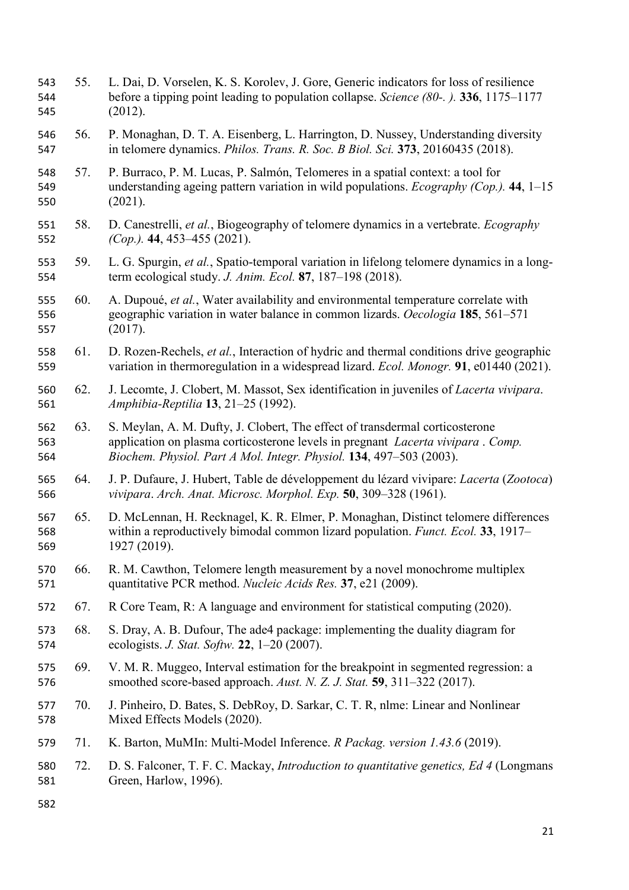55. L. Dai, D. Vorselen, K. S. Korolev, J. Gore, Generic indicators for loss of resilience before a tipping point leading to population collapse. *Science (80-. ).* **336**, 1175–1177 (2012).
56. P. Monaghan, D. T. A. Eisenberg, L. Harrington, D. Nussey, Understanding diversity in telomere dynamics. *Philos. Trans. R. Soc. B Biol. Sci.* **373**, 20160435 (2018).
57. P. Burraco, P. M. Lucas, P. Salmón, Telomeres in a spatial context: a tool for understanding ageing pattern variation in wild populations. *Ecography (Cop.).* **44**, 1–15 (2021).
58. D. Canestrelli, *et al.*, Biogeography of telomere dynamics in a vertebrate. *Ecography (Cop.).* **44**, 453–455 (2021).
59. L. G. Spurgin, *et al.*, Spatio-temporal variation in lifelong telomere dynamics in a long-term ecological study. *J. Anim. Ecol.* **87**, 187–198 (2018).
60. A. Dupoué, *et al.*, Water availability and environmental temperature correlate with geographic variation in water balance in common lizards. *Oecologia* **185**, 561–571 (2017).
61. D. Rozen-Rechels, *et al.*, Interaction of hydric and thermal conditions drive geographic variation in thermoregulation in a widespread lizard. *Ecol. Monogr.* **91**, e01440 (2021).
62. J. Lecomte, J. Clobert, M. Massot, Sex identification in juveniles of *Lacerta vivipara*. *Amphibia-Reptilia* **13**, 21–25 (1992).
63. S. Meylan, A. M. Dufty, J. Clobert, The effect of transdermal corticosterone application on plasma corticosterone levels in pregnant *Lacerta vivipara* . *Comp. Biochem. Physiol. Part A Mol. Integr. Physiol.* **134**, 497–503 (2003).
64. J. P. Dufaure, J. Hubert, Table de développement du lézard vivipare: *Lacerta* (*Zootoca*) *vivipara*. *Arch. Anat. Microsc. Morphol. Exp.* **50**, 309–328 (1961).
65. D. McLennan, H. Recknagel, K. R. Elmer, P. Monaghan, Distinct telomere differences within a reproductively bimodal common lizard population. *Funct. Ecol.* **33**, 1917–1927 (2019).
66. R. M. Cawthon, Telomere length measurement by a novel monochrome multiplex quantitative PCR method. *Nucleic Acids Res.* **37**, e21 (2009).
67. R Core Team, R: A language and environment for statistical computing (2020).
68. S. Dray, A. B. Dufour, The ade4 package: implementing the duality diagram for ecologists. *J. Stat. Softw.* **22**, 1–20 (2007).
69. V. M. R. Muggeo, Interval estimation for the breakpoint in segmented regression: a smoothed score-based approach. *Aust. N. Z. J. Stat.* **59**, 311–322 (2017).
70. J. Pinheiro, D. Bates, S. DebRoy, D. Sarkar, C. T. R, nlme: Linear and Nonlinear Mixed Effects Models (2020).
71. K. Barton, MuMIn: Multi-Model Inference. *R Packag. version 1.43.6* (2019).
72. D. S. Falconer, T. F. C. Mackay, *Introduction to quantitative genetics, Ed 4* (Longmans Green, Harlow, 1996).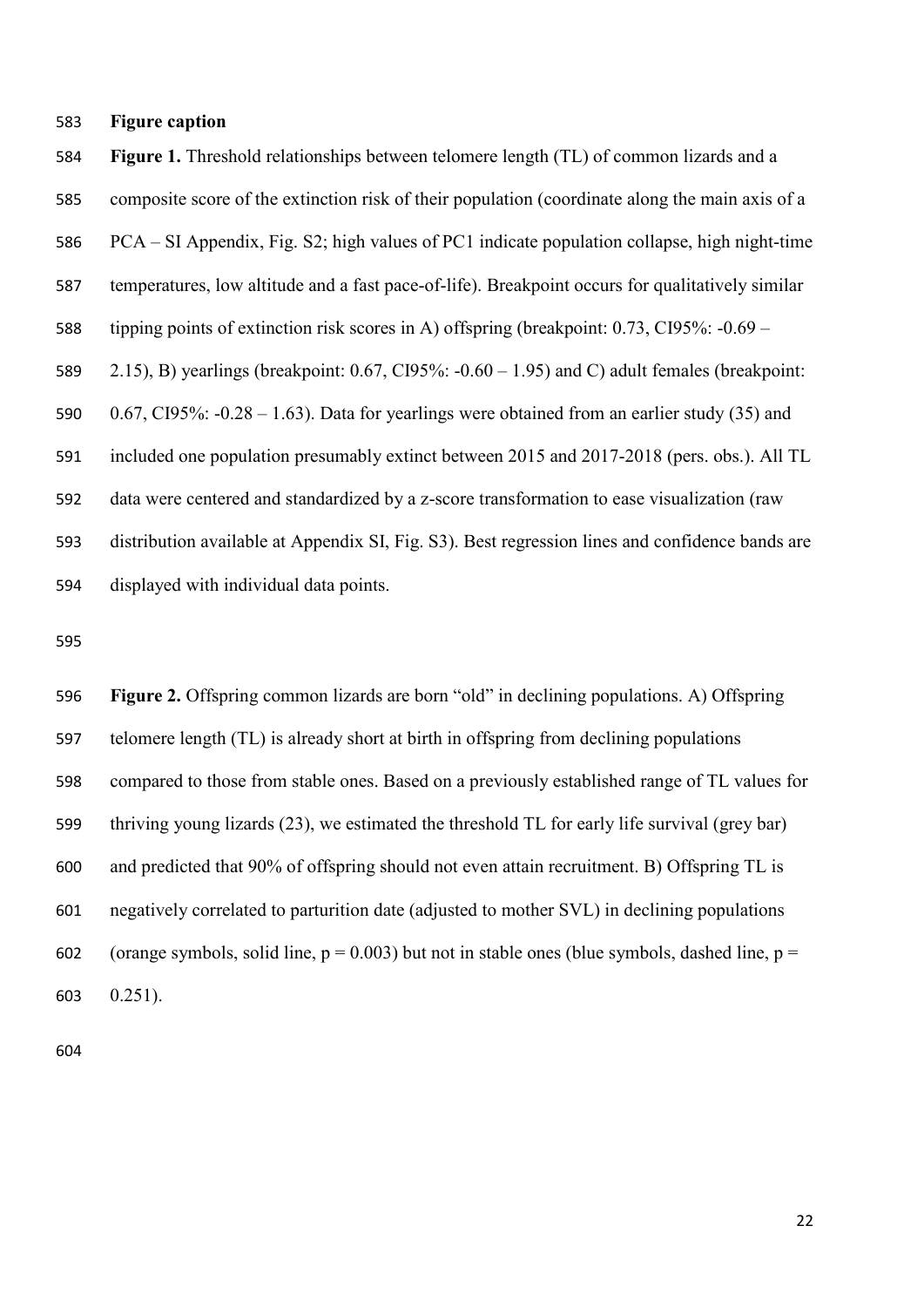**Figure caption**

**Figure 1.** Threshold relationships between telomere length (TL) of common lizards and a composite score of the extinction risk of their population (coordinate along the main axis of a PCA – SI Appendix, Fig. S2; high values of PC1 indicate population collapse, high night-time temperatures, low altitude and a fast pace-of-life). Breakpoint occurs for qualitatively similar tipping points of extinction risk scores in A) offspring (breakpoint: 0.73, CI95%: -0.69 – 2.15), B) yearlings (breakpoint: 0.67, CI95%: -0.60 – 1.95) and C) adult females (breakpoint: 0.67, CI95%: -0.28 – 1.63). Data for yearlings were obtained from an earlier study (35) and included one population presumably extinct between 2015 and 2017-2018 (pers. obs.). All TL data were centered and standardized by a z-score transformation to ease visualization (raw distribution available at Appendix SI, Fig. S3). Best regression lines and confidence bands are displayed with individual data points.

**Figure 2.** Offspring common lizards are born "old" in declining populations. A) Offspring telomere length (TL) is already short at birth in offspring from declining populations compared to those from stable ones. Based on a previously established range of TL values for thriving young lizards (23), we estimated the threshold TL for early life survival (grey bar) and predicted that 90% of offspring should not even attain recruitment. B) Offspring TL is negatively correlated to parturition date (adjusted to mother SVL) in declining populations (orange symbols, solid line, $p = 0.003$) but not in stable ones (blue symbols, dashed line, $p = 0.251$).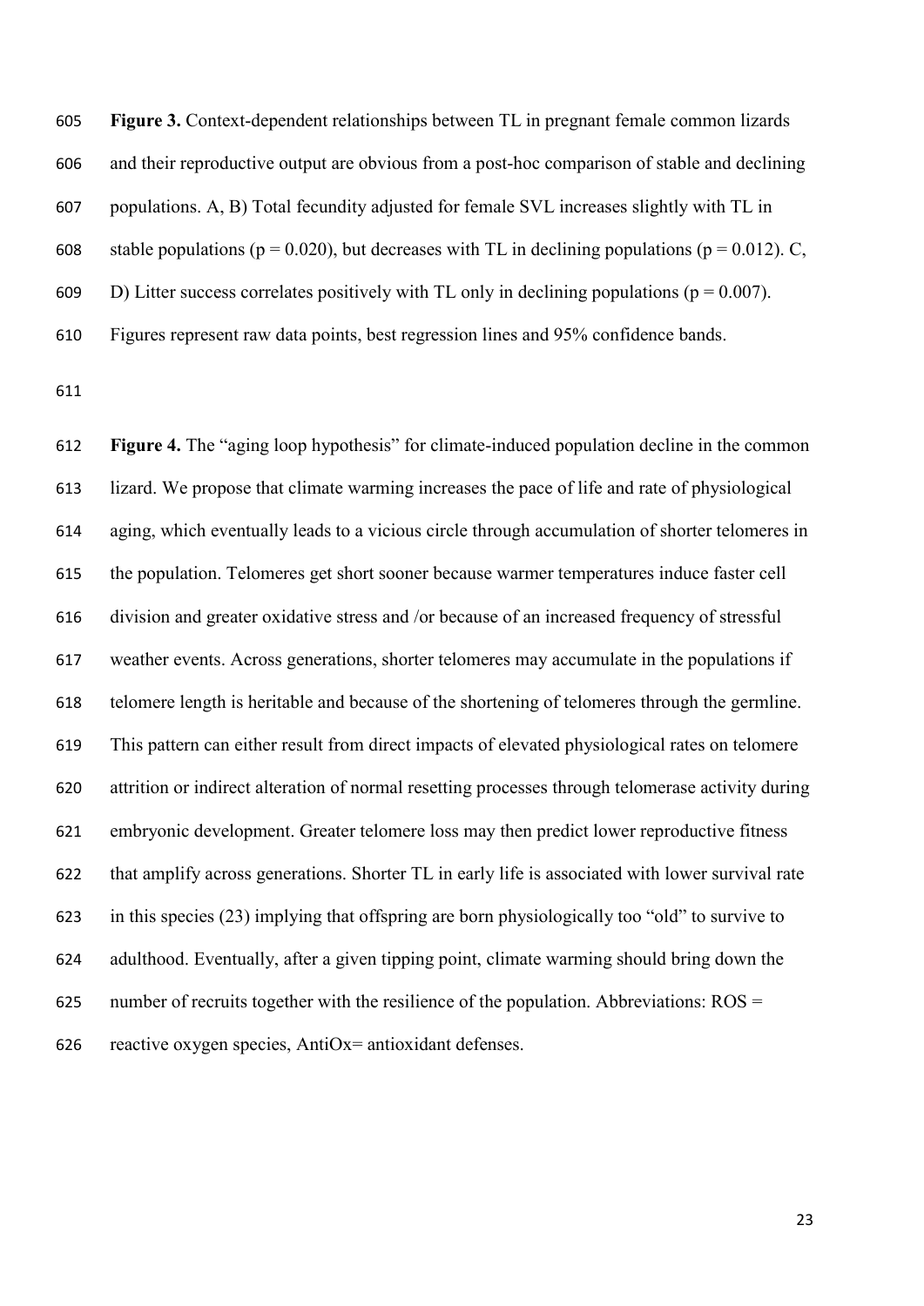**Figure 3.** Context-dependent relationships between TL in pregnant female common lizards and their reproductive output are obvious from a post-hoc comparison of stable and declining populations. A, B) Total fecundity adjusted for female SVL increases slightly with TL in stable populations ($p = 0.020$), but decreases with TL in declining populations ($p = 0.012$). C, D) Litter success correlates positively with TL only in declining populations ($p = 0.007$). Figures represent raw data points, best regression lines and 95% confidence bands.

**Figure 4.** The "aging loop hypothesis" for climate-induced population decline in the common lizard. We propose that climate warming increases the pace of life and rate of physiological aging, which eventually leads to a vicious circle through accumulation of shorter telomeres in the population. Telomeres get short sooner because warmer temperatures induce faster cell division and greater oxidative stress and /or because of an increased frequency of stressful weather events. Across generations, shorter telomeres may accumulate in the populations if telomere length is heritable and because of the shortening of telomeres through the germline. This pattern can either result from direct impacts of elevated physiological rates on telomere attrition or indirect alteration of normal resetting processes through telomerase activity during embryonic development. Greater telomere loss may then predict lower reproductive fitness that amplify across generations. Shorter TL in early life is associated with lower survival rate in this species (23) implying that offspring are born physiologically too "old" to survive to adulthood. Eventually, after a given tipping point, climate warming should bring down the number of recruits together with the resilience of the population. Abbreviations: ROS = reactive oxygen species, AntiOx= antioxidant defenses.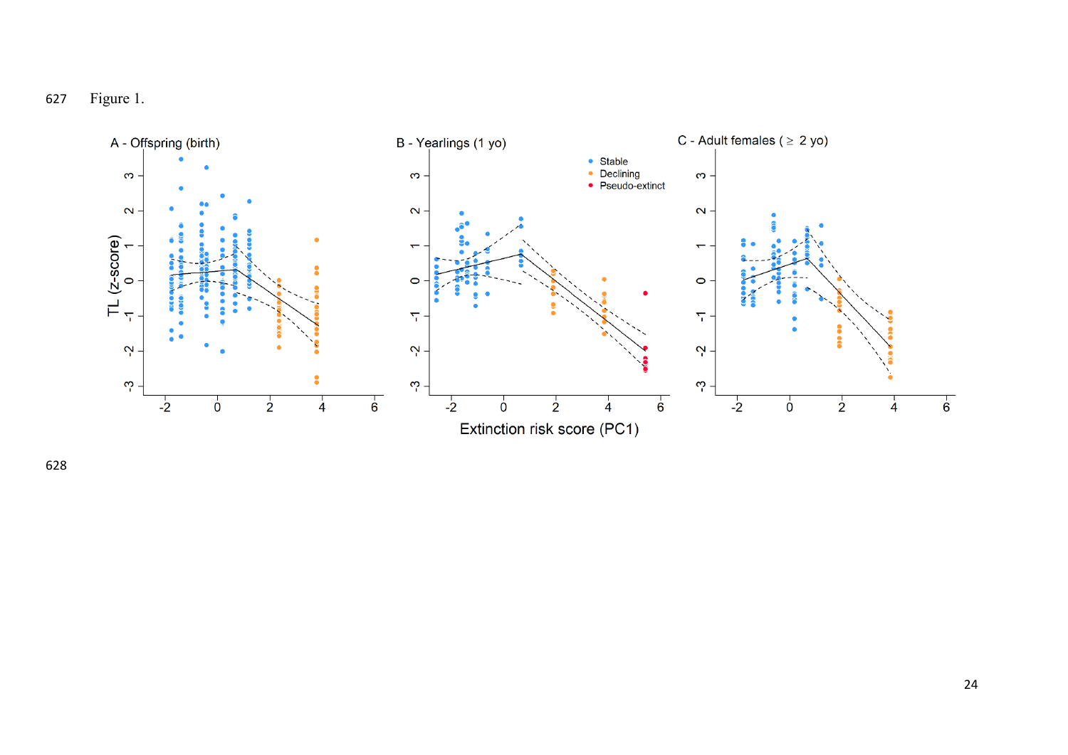627 Figure 1.

A - Offspring (birth)

B - Yearlings (1 yo)

C - Adult females (≥ 2 yo)

TL (z-score)

Extinction risk score (PC1)

Stable

Declining

Pseudo-extinct

628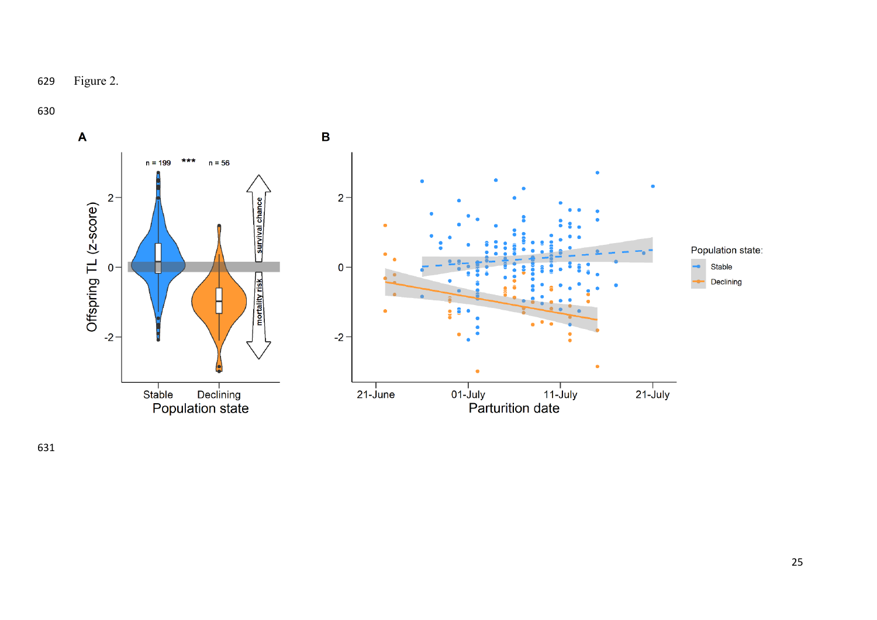Figure 2.

A

n = 199 *** n = 56

Offspring TL (z-score)

2

0

-2

survival chance

mortality risk

Stable Declining

Population state

B

2

0

-2

21-June 01-July 11-July 21-July

Parturition date

Population state:

Stable

Declining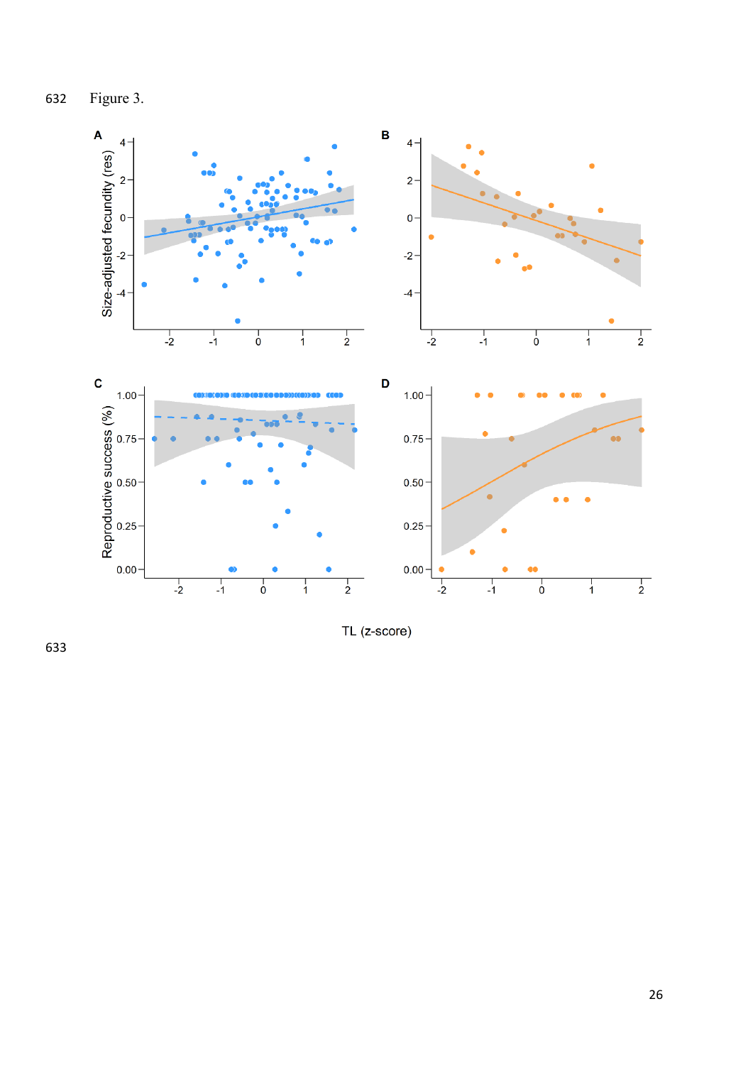632 Figure 3.

A

B

Size-adjusted fecundity (res)

4

2

0

-2

-4

-2 -1 0 1 2

C

D

Reproductive success (%)

1.00

0.75

0.50

0.25

0.00

-2 -1 0 1 2

TL (z-score)

633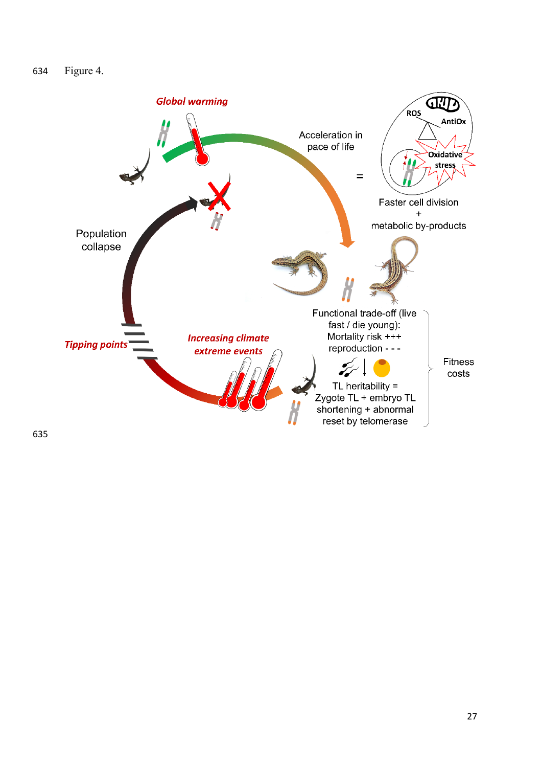Figure 4.

Global warming

Acceleration in pace of life

=

ROS

AntiOx

Oxidative stress

Faster cell division
+
metabolic by-products

Population collapse

Functional trade-off (live fast / die young):
Mortality risk +++
reproduction - - -

Fitness costs

Tipping points

Increasing climate extreme events

TL heritability =
Zygote TL + embryo TL shortening + abnormal reset by telomerase